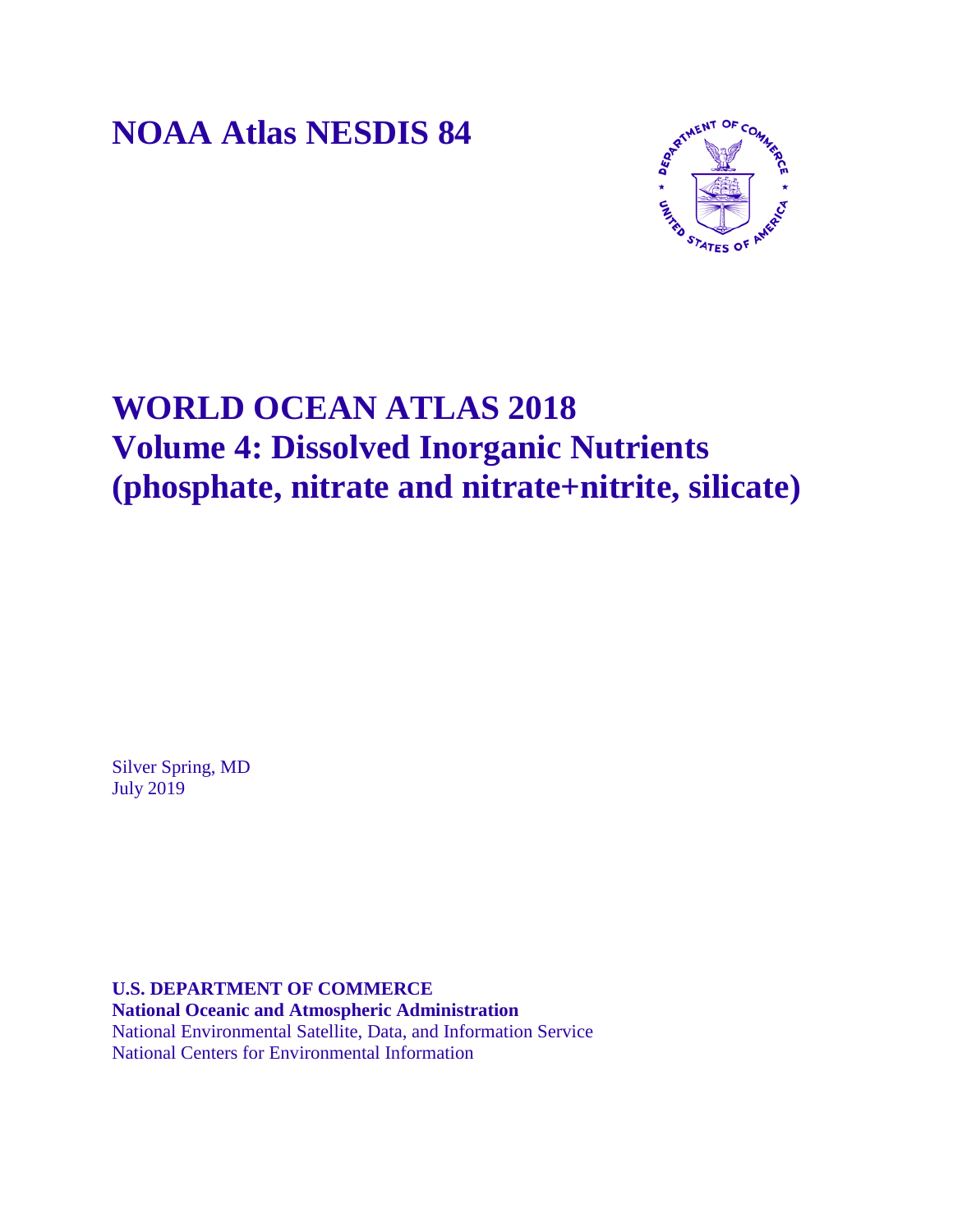# NOAA Atlas NESDIS 84

# WORLD OCEAN ATLAS 2018
# Volume 4: Dissolved Inorganic Nutrients (phosphate, nitrate and nitrate+nitrite, silicate)

Silver Spring, MD
July 2019

**U.S. DEPARTMENT OF COMMERCE**
**National Oceanic and Atmospheric Administration**
National Environmental Satellite, Data, and Information Service
National Centers for Environmental Information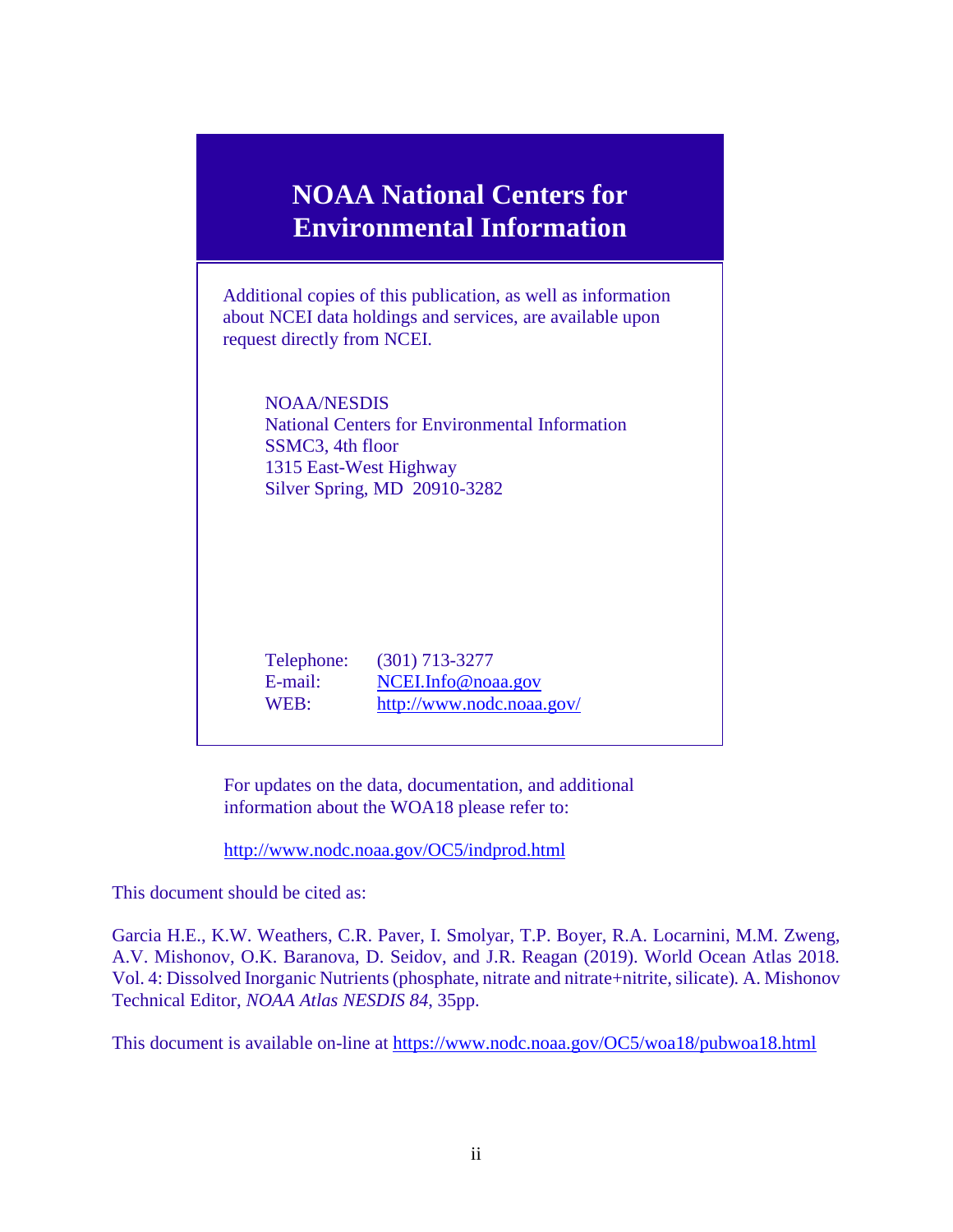# NOAA National Centers for Environmental Information

Additional copies of this publication, as well as information about NCEI data holdings and services, are available upon request directly from NCEI.

NOAA/NESDIS
National Centers for Environmental Information
SSMC3, 4th floor
1315 East-West Highway
Silver Spring, MD 20910-3282

Telephone: (301) 713-3277
E-mail: NCEI.Info@noaa.gov
WEB: http://www.nodc.noaa.gov/

For updates on the data, documentation, and additional information about the WOA18 please refer to:

http://www.nodc.noaa.gov/OC5/indprod.html

This document should be cited as:

Garcia H.E., K.W. Weathers, C.R. Paver, I. Smolyar, T.P. Boyer, R.A. Locarnini, M.M. Zweng, A.V. Mishonov, O.K. Baranova, D. Seidov, and J.R. Reagan (2019). World Ocean Atlas 2018. Vol. 4: Dissolved Inorganic Nutrients (phosphate, nitrate and nitrate+nitrite, silicate). A. Mishonov Technical Editor, *NOAA Atlas NESDIS 84*, 35pp.

This document is available on-line at https://www.nodc.noaa.gov/OC5/woa18/pubwoa18.html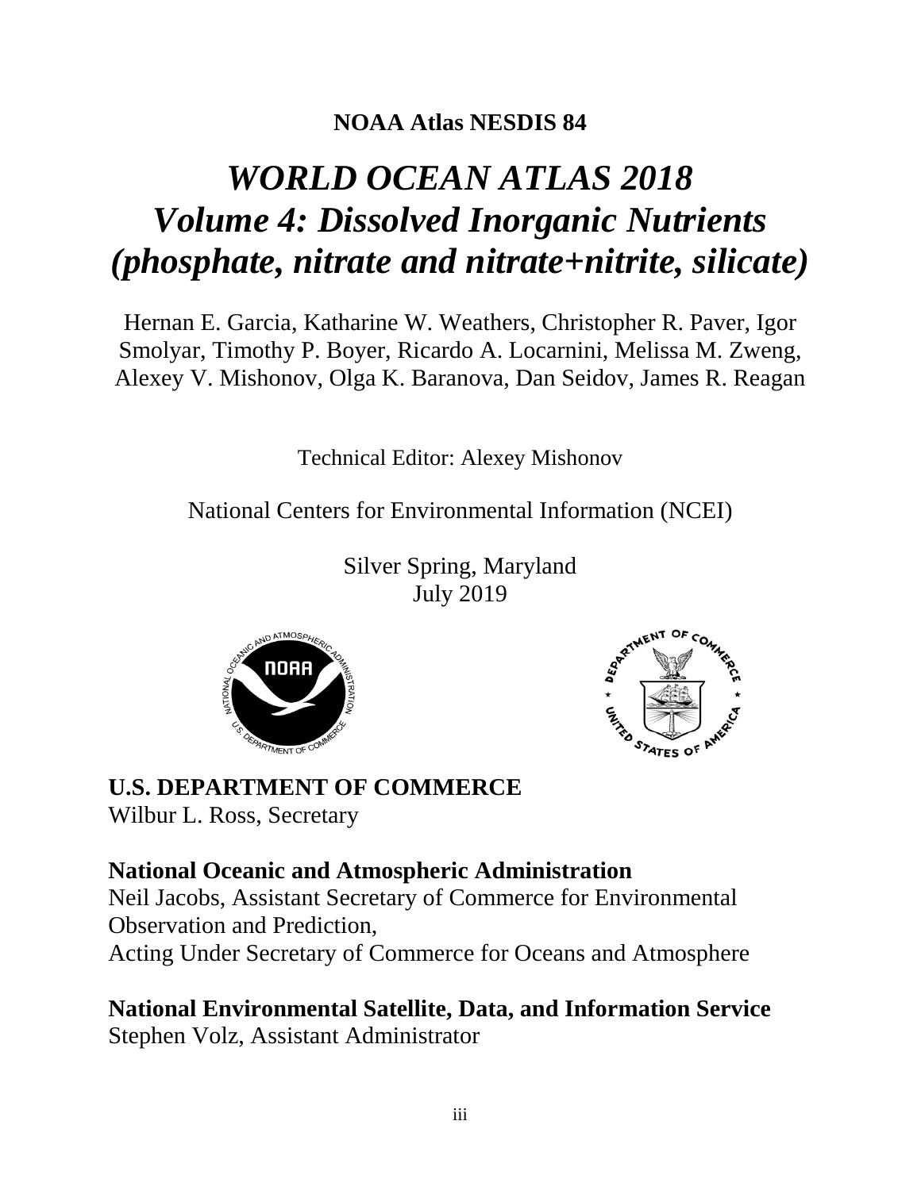**NOAA Atlas NESDIS 84**

# *WORLD OCEAN ATLAS 2018*
# *Volume 4: Dissolved Inorganic Nutrients (phosphate, nitrate and nitrate+nitrite, silicate)*

Hernan E. Garcia, Katharine W. Weathers, Christopher R. Paver, Igor Smolyar, Timothy P. Boyer, Ricardo A. Locarnini, Melissa M. Zweng, Alexey V. Mishonov, Olga K. Baranova, Dan Seidov, James R. Reagan

Technical Editor: Alexey Mishonov

National Centers for Environmental Information (NCEI)

Silver Spring, Maryland
July 2019

**U.S. DEPARTMENT OF COMMERCE**
Wilbur L. Ross, Secretary

**National Oceanic and Atmospheric Administration**
Neil Jacobs, Assistant Secretary of Commerce for Environmental Observation and Prediction,
Acting Under Secretary of Commerce for Oceans and Atmosphere

**National Environmental Satellite, Data, and Information Service**
Stephen Volz, Assistant Administrator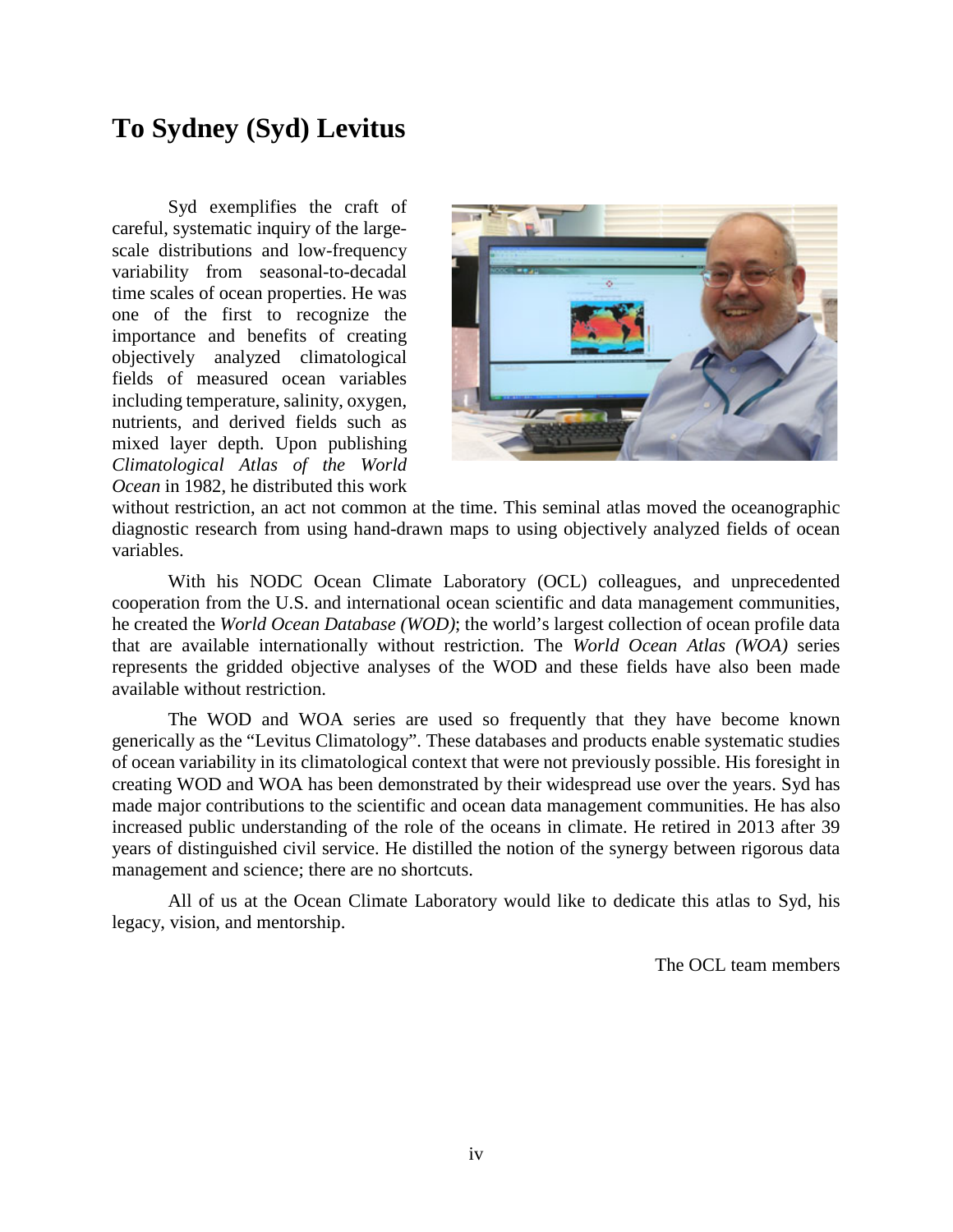# To Sydney (Syd) Levitus

Syd exemplifies the craft of careful, systematic inquiry of the large-scale distributions and low-frequency variability from seasonal-to-decadal time scales of ocean properties. He was one of the first to recognize the importance and benefits of creating objectively analyzed climatological fields of measured ocean variables including temperature, salinity, oxygen, nutrients, and derived fields such as mixed layer depth. Upon publishing *Climatological Atlas of the World Ocean* in 1982, he distributed this work without restriction, an act not common at the time. This seminal atlas moved the oceanographic diagnostic research from using hand-drawn maps to using objectively analyzed fields of ocean variables.

With his NODC Ocean Climate Laboratory (OCL) colleagues, and unprecedented cooperation from the U.S. and international ocean scientific and data management communities, he created the *World Ocean Database (WOD)*; the world's largest collection of ocean profile data that are available internationally without restriction. The *World Ocean Atlas (WOA)* series represents the gridded objective analyses of the WOD and these fields have also been made available without restriction.

The WOD and WOA series are used so frequently that they have become known generically as the "Levitus Climatology". These databases and products enable systematic studies of ocean variability in its climatological context that were not previously possible. His foresight in creating WOD and WOA has been demonstrated by their widespread use over the years. Syd has made major contributions to the scientific and ocean data management communities. He has also increased public understanding of the role of the oceans in climate. He retired in 2013 after 39 years of distinguished civil service. He distilled the notion of the synergy between rigorous data management and science; there are no shortcuts.

All of us at the Ocean Climate Laboratory would like to dedicate this atlas to Syd, his legacy, vision, and mentorship.

The OCL team members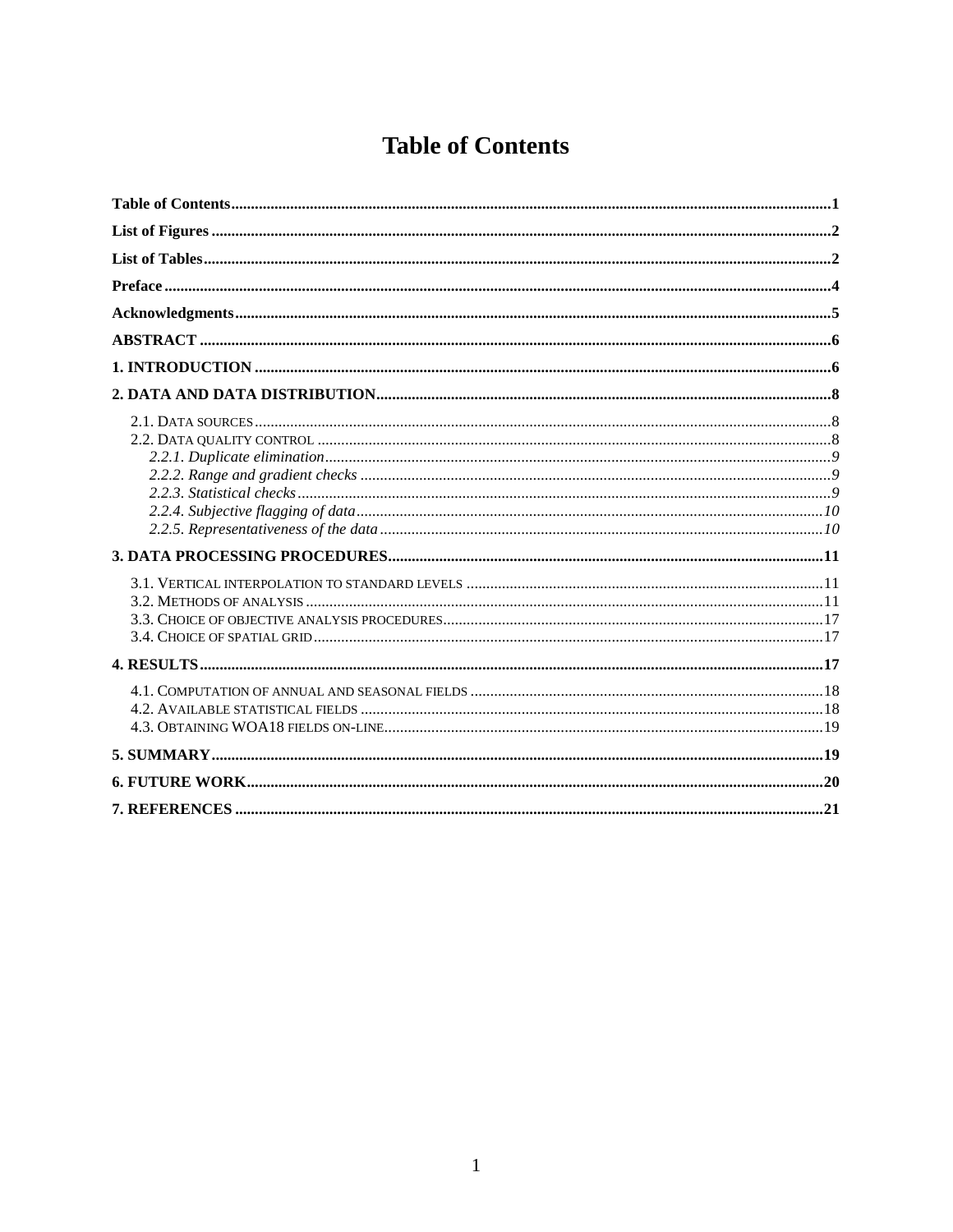# Table of Contents

**Table of Contents** ........................................................ **1**

**List of Figures** ........................................................ **2**

**List of Tables** ........................................................ **2**

**Preface** ........................................................ **4**

**Acknowledgments** ........................................................ **5**

**ABSTRACT** ........................................................ **6**

**1. INTRODUCTION** ........................................................ **6**

**2. DATA AND DATA DISTRIBUTION** ........................................................ **8**

- 2.1. Data sources ........................................................ 8
- 2.2. Data quality control ........................................................ 8
  - *2.2.1. Duplicate elimination* ........................................................ *9*
  - *2.2.2. Range and gradient checks* ........................................................ *9*
  - *2.2.3. Statistical checks* ........................................................ *9*
  - *2.2.4. Subjective flagging of data* ........................................................ *10*
  - *2.2.5. Representativeness of the data* ........................................................ *10*

**3. DATA PROCESSING PROCEDURES** ........................................................ **11**

- 3.1. Vertical interpolation to standard levels ........................................................ 11
- 3.2. Methods of analysis ........................................................ 11
- 3.3. Choice of objective analysis procedures ........................................................ 17
- 3.4. Choice of spatial grid ........................................................ 17

**4. RESULTS** ........................................................ **17**

- 4.1. Computation of annual and seasonal fields ........................................................ 18
- 4.2. Available statistical fields ........................................................ 18
- 4.3. Obtaining WOA18 fields on-line ........................................................ 19

**5. SUMMARY** ........................................................ **19**

**6. FUTURE WORK** ........................................................ **20**

**7. REFERENCES** ........................................................ **21**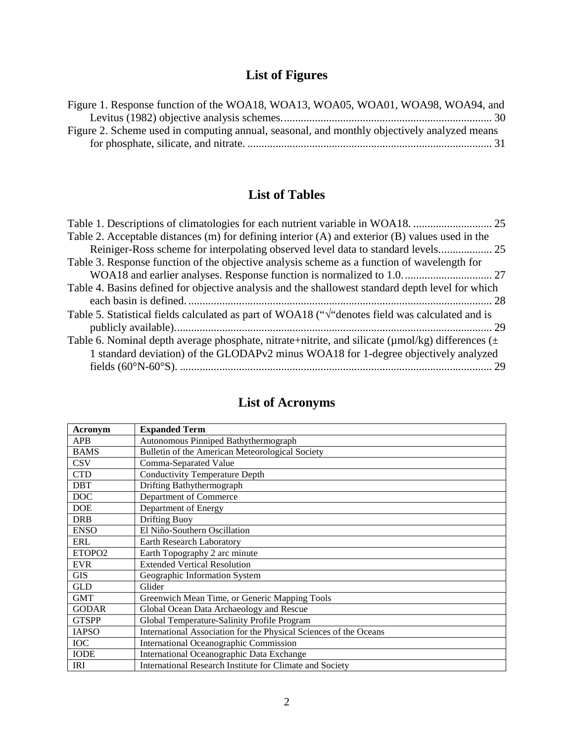## List of Figures

Figure 1. Response function of the WOA18, WOA13, WOA05, WOA01, WOA98, WOA94, and Levitus (1982) objective analysis schemes. ........................................................................... 30

Figure 2. Scheme used in computing annual, seasonal, and monthly objectively analyzed means for phosphate, silicate, and nitrate. ........................................................................................ 31

## List of Tables

Table 1. Descriptions of climatologies for each nutrient variable in WOA18. ............................ 25

Table 2. Acceptable distances (m) for defining interior (A) and exterior (B) values used in the Reiniger-Ross scheme for interpolating observed level data to standard levels.................. 25

Table 3. Response function of the objective analysis scheme as a function of wavelength for WOA18 and earlier analyses. Response function is normalized to 1.0. .............................. 27

Table 4. Basins defined for objective analysis and the shallowest standard depth level for which each basin is defined. .......................................................................................................... 28

Table 5. Statistical fields calculated as part of WOA18 ("√"denotes field was calculated and is publicly available)................................................................................................................ 29

Table 6. Nominal depth average phosphate, nitrate+nitrite, and silicate (µmol/kg) differences (± 1 standard deviation) of the GLODAPv2 minus WOA18 for 1-degree objectively analyzed fields (60°N-60°S). ............................................................................................................. 29

## List of Acronyms

| Acronym | Expanded Term |
|---|---|
| APB | Autonomous Pinniped Bathythermograph |
| BAMS | Bulletin of the American Meteorological Society |
| CSV | Comma-Separated Value |
| CTD | Conductivity Temperature Depth |
| DBT | Drifting Bathythermograph |
| DOC | Department of Commerce |
| DOE | Department of Energy |
| DRB | Drifting Buoy |
| ENSO | El Niño-Southern Oscillation |
| ERL | Earth Research Laboratory |
| ETOPO2 | Earth Topography 2 arc minute |
| EVR | Extended Vertical Resolution |
| GIS | Geographic Information System |
| GLD | Glider |
| GMT | Greenwich Mean Time, or Generic Mapping Tools |
| GODAR | Global Ocean Data Archaeology and Rescue |
| GTSPP | Global Temperature-Salinity Profile Program |
| IAPSO | International Association for the Physical Sciences of the Oceans |
| IOC | International Oceanographic Commission |
| IODE | International Oceanographic Data Exchange |
| IRI | International Research Institute for Climate and Society |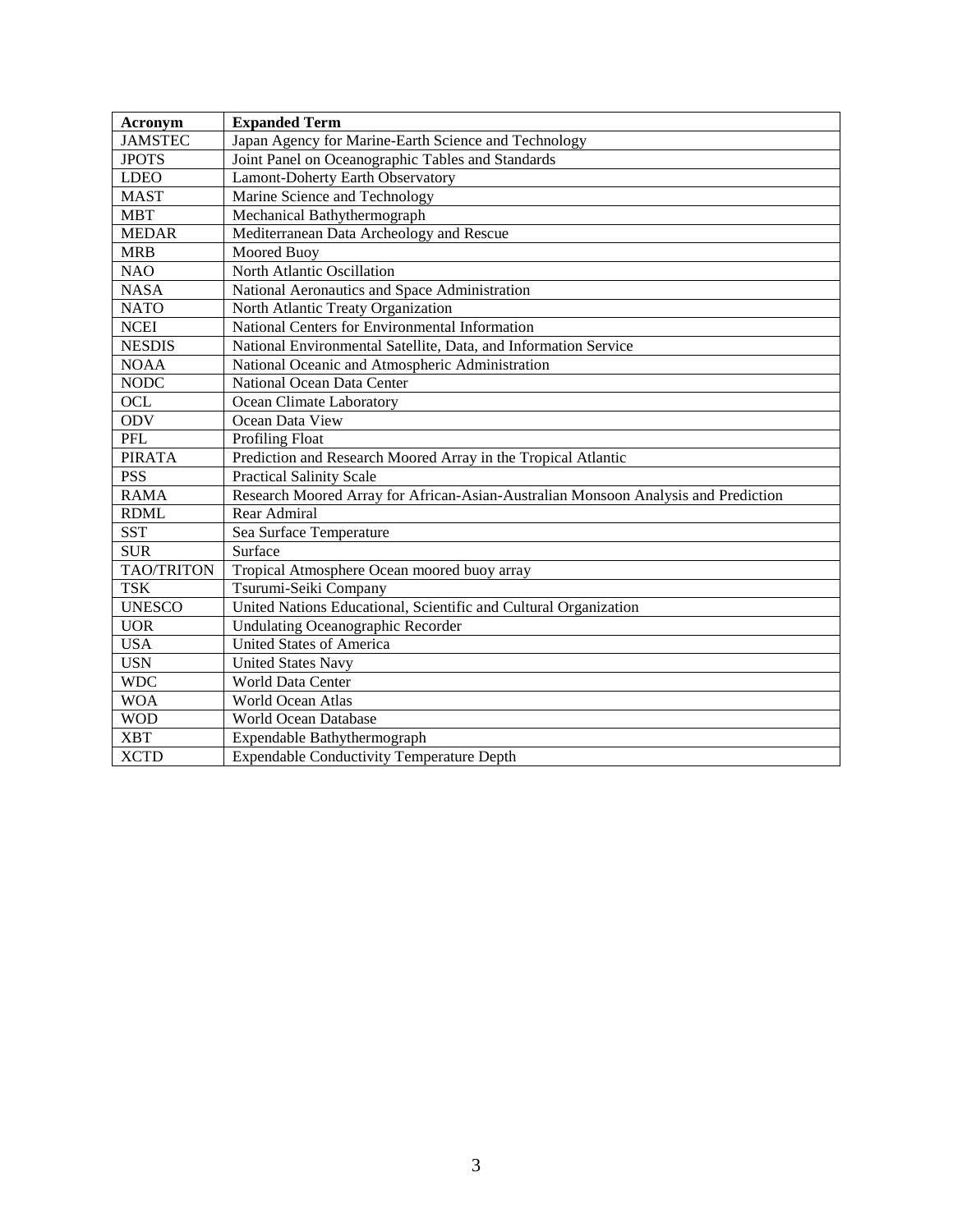| Acronym | Expanded Term |
| --- | --- |
| JAMSTEC | Japan Agency for Marine-Earth Science and Technology |
| JPOTS | Joint Panel on Oceanographic Tables and Standards |
| LDEO | Lamont-Doherty Earth Observatory |
| MAST | Marine Science and Technology |
| MBT | Mechanical Bathythermograph |
| MEDAR | Mediterranean Data Archeology and Rescue |
| MRB | Moored Buoy |
| NAO | North Atlantic Oscillation |
| NASA | National Aeronautics and Space Administration |
| NATO | North Atlantic Treaty Organization |
| NCEI | National Centers for Environmental Information |
| NESDIS | National Environmental Satellite, Data, and Information Service |
| NOAA | National Oceanic and Atmospheric Administration |
| NODC | National Ocean Data Center |
| OCL | Ocean Climate Laboratory |
| ODV | Ocean Data View |
| PFL | Profiling Float |
| PIRATA | Prediction and Research Moored Array in the Tropical Atlantic |
| PSS | Practical Salinity Scale |
| RAMA | Research Moored Array for African-Asian-Australian Monsoon Analysis and Prediction |
| RDML | Rear Admiral |
| SST | Sea Surface Temperature |
| SUR | Surface |
| TAO/TRITON | Tropical Atmosphere Ocean moored buoy array |
| TSK | Tsurumi-Seiki Company |
| UNESCO | United Nations Educational, Scientific and Cultural Organization |
| UOR | Undulating Oceanographic Recorder |
| USA | United States of America |
| USN | United States Navy |
| WDC | World Data Center |
| WOA | World Ocean Atlas |
| WOD | World Ocean Database |
| XBT | Expendable Bathythermograph |
| XCTD | Expendable Conductivity Temperature Depth |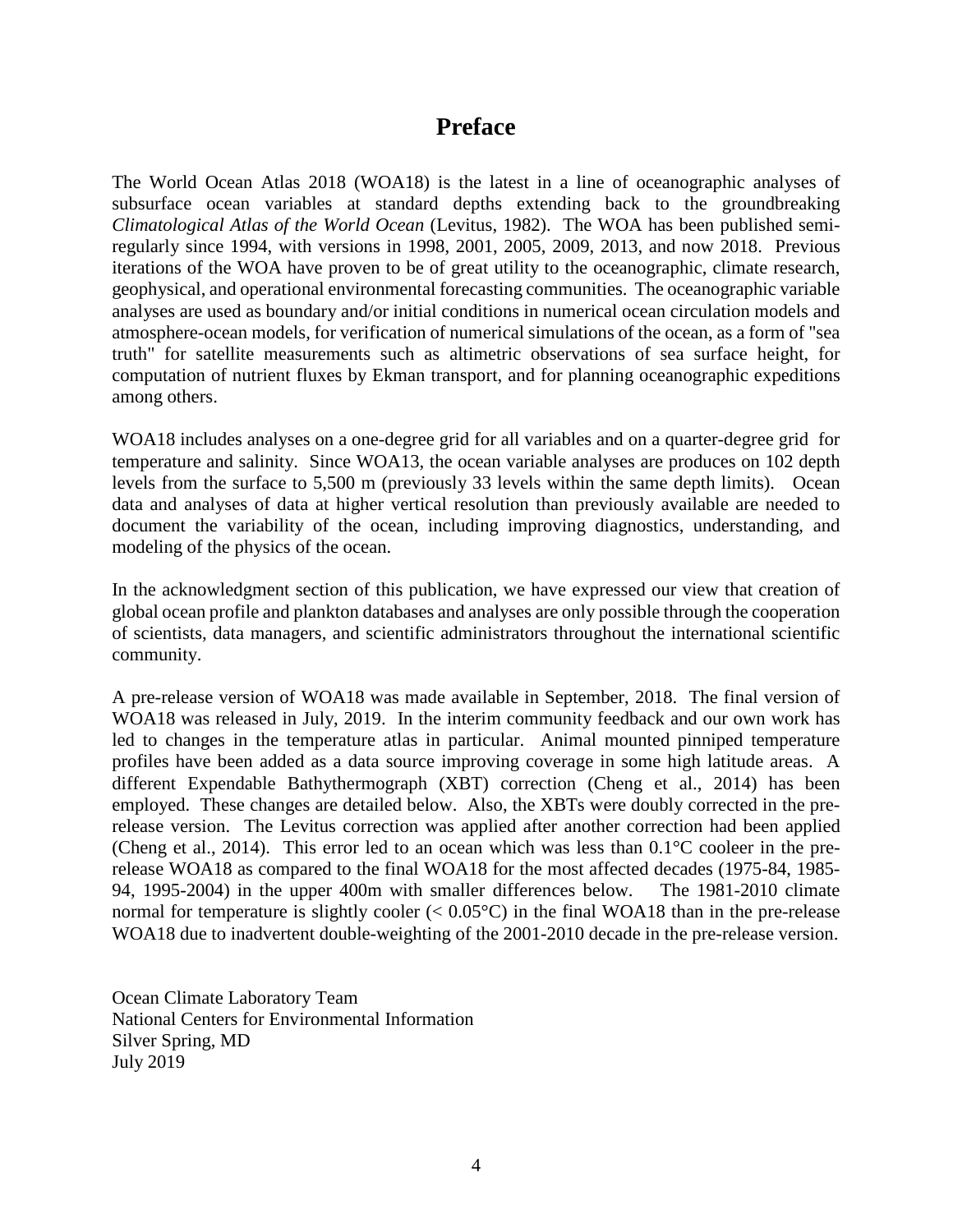# Preface

The World Ocean Atlas 2018 (WOA18) is the latest in a line of oceanographic analyses of subsurface ocean variables at standard depths extending back to the groundbreaking *Climatological Atlas of the World Ocean* (Levitus, 1982). The WOA has been published semi-regularly since 1994, with versions in 1998, 2001, 2005, 2009, 2013, and now 2018. Previous iterations of the WOA have proven to be of great utility to the oceanographic, climate research, geophysical, and operational environmental forecasting communities. The oceanographic variable analyses are used as boundary and/or initial conditions in numerical ocean circulation models and atmosphere-ocean models, for verification of numerical simulations of the ocean, as a form of "sea truth" for satellite measurements such as altimetric observations of sea surface height, for computation of nutrient fluxes by Ekman transport, and for planning oceanographic expeditions among others.

WOA18 includes analyses on a one-degree grid for all variables and on a quarter-degree grid for temperature and salinity. Since WOA13, the ocean variable analyses are produces on 102 depth levels from the surface to 5,500 m (previously 33 levels within the same depth limits). Ocean data and analyses of data at higher vertical resolution than previously available are needed to document the variability of the ocean, including improving diagnostics, understanding, and modeling of the physics of the ocean.

In the acknowledgment section of this publication, we have expressed our view that creation of global ocean profile and plankton databases and analyses are only possible through the cooperation of scientists, data managers, and scientific administrators throughout the international scientific community.

A pre-release version of WOA18 was made available in September, 2018. The final version of WOA18 was released in July, 2019. In the interim community feedback and our own work has led to changes in the temperature atlas in particular. Animal mounted pinniped temperature profiles have been added as a data source improving coverage in some high latitude areas. A different Expendable Bathythermograph (XBT) correction (Cheng et al., 2014) has been employed. These changes are detailed below. Also, the XBTs were doubly corrected in the pre-release version. The Levitus correction was applied after another correction had been applied (Cheng et al., 2014). This error led to an ocean which was less than 0.1°C cooleer in the pre-release WOA18 as compared to the final WOA18 for the most affected decades (1975-84, 1985-94, 1995-2004) in the upper 400m with smaller differences below. The 1981-2010 climate normal for temperature is slightly cooler (< 0.05°C) in the final WOA18 than in the pre-release WOA18 due to inadvertent double-weighting of the 2001-2010 decade in the pre-release version.

Ocean Climate Laboratory Team  
National Centers for Environmental Information  
Silver Spring, MD  
July 2019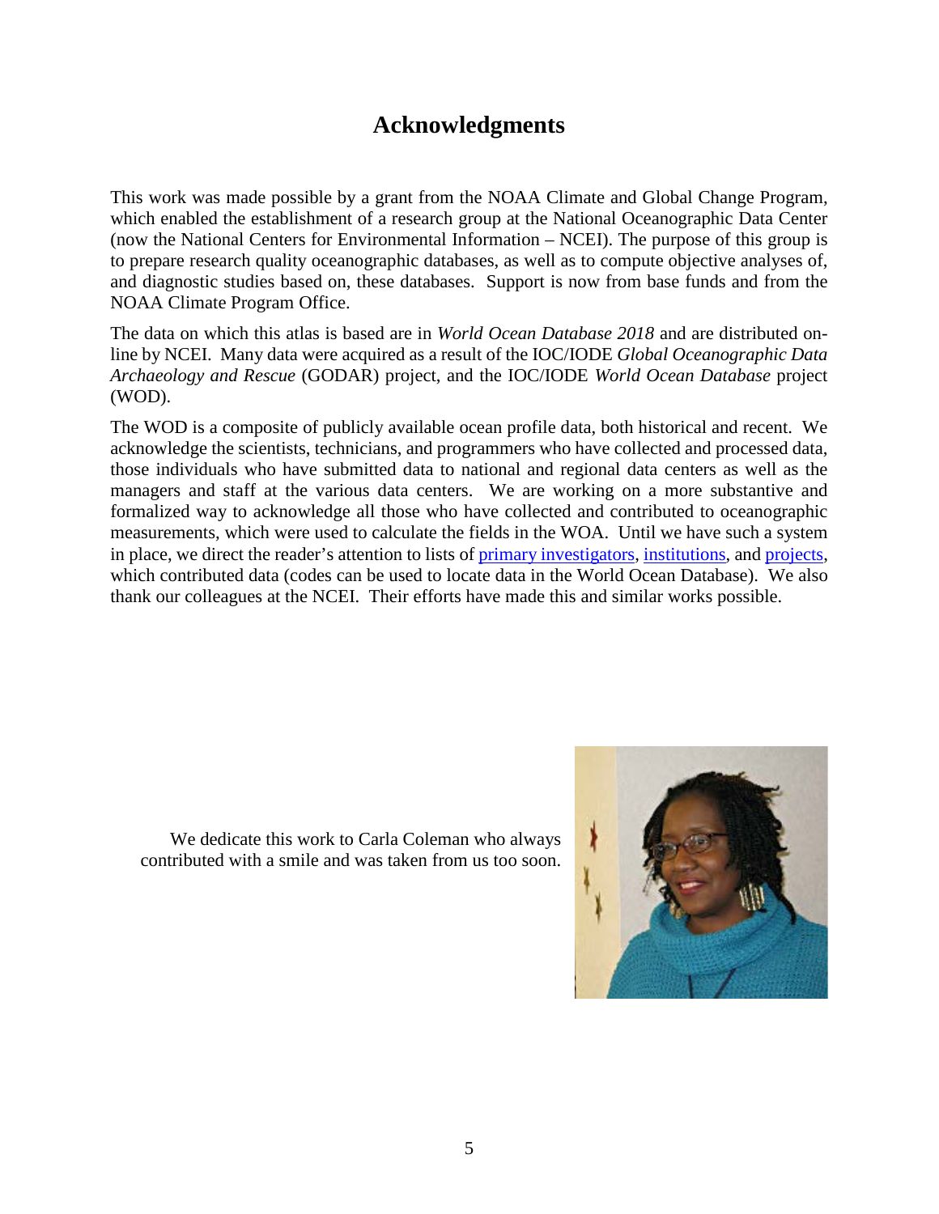# Acknowledgments

This work was made possible by a grant from the NOAA Climate and Global Change Program, which enabled the establishment of a research group at the National Oceanographic Data Center (now the National Centers for Environmental Information – NCEI). The purpose of this group is to prepare research quality oceanographic databases, as well as to compute objective analyses of, and diagnostic studies based on, these databases. Support is now from base funds and from the NOAA Climate Program Office.

The data on which this atlas is based are in *World Ocean Database 2018* and are distributed on-line by NCEI. Many data were acquired as a result of the IOC/IODE *Global Oceanographic Data Archaeology and Rescue* (GODAR) project, and the IOC/IODE *World Ocean Database* project (WOD).

The WOD is a composite of publicly available ocean profile data, both historical and recent. We acknowledge the scientists, technicians, and programmers who have collected and processed data, those individuals who have submitted data to national and regional data centers as well as the managers and staff at the various data centers. We are working on a more substantive and formalized way to acknowledge all those who have collected and contributed to oceanographic measurements, which were used to calculate the fields in the WOA. Until we have such a system in place, we direct the reader's attention to lists of primary investigators, institutions, and projects, which contributed data (codes can be used to locate data in the World Ocean Database). We also thank our colleagues at the NCEI. Their efforts have made this and similar works possible.

We dedicate this work to Carla Coleman who always contributed with a smile and was taken from us too soon.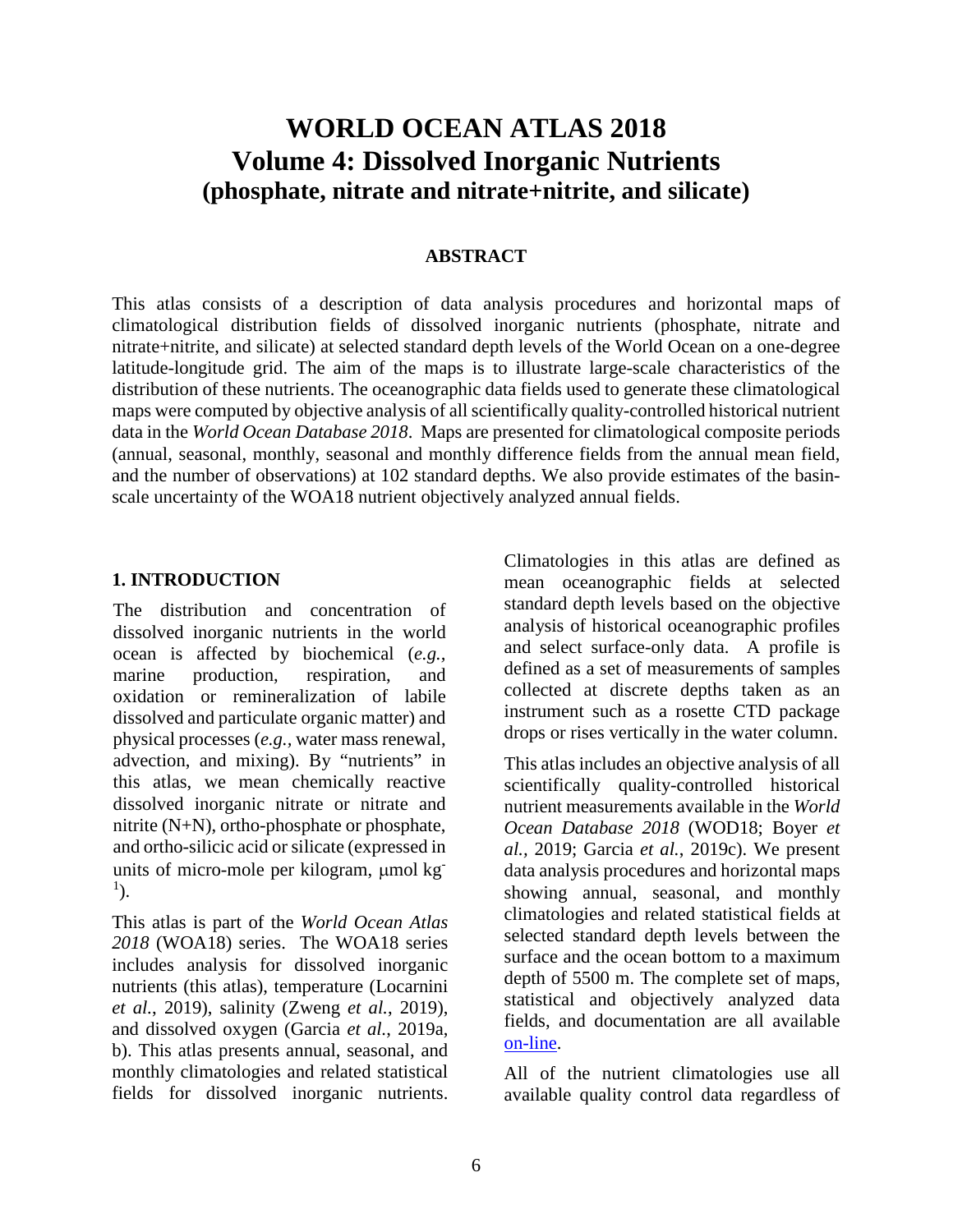# WORLD OCEAN ATLAS 2018
# Volume 4: Dissolved Inorganic Nutrients
# (phosphate, nitrate and nitrate+nitrite, and silicate)

## ABSTRACT

This atlas consists of a description of data analysis procedures and horizontal maps of climatological distribution fields of dissolved inorganic nutrients (phosphate, nitrate and nitrate+nitrite, and silicate) at selected standard depth levels of the World Ocean on a one-degree latitude-longitude grid. The aim of the maps is to illustrate large-scale characteristics of the distribution of these nutrients. The oceanographic data fields used to generate these climatological maps were computed by objective analysis of all scientifically quality-controlled historical nutrient data in the *World Ocean Database 2018*. Maps are presented for climatological composite periods (annual, seasonal, monthly, seasonal and monthly difference fields from the annual mean field, and the number of observations) at 102 standard depths. We also provide estimates of the basin-scale uncertainty of the WOA18 nutrient objectively analyzed annual fields.

## 1. INTRODUCTION

The distribution and concentration of dissolved inorganic nutrients in the world ocean is affected by biochemical (*e.g.,* marine production, respiration, and oxidation or remineralization of labile dissolved and particulate organic matter) and physical processes (*e.g.,* water mass renewal, advection, and mixing). By "nutrients" in this atlas, we mean chemically reactive dissolved inorganic nitrate or nitrate and nitrite (N+N), ortho-phosphate or phosphate, and ortho-silicic acid or silicate (expressed in units of micro-mole per kilogram, $\mu$mol kg$^{-1}$).

This atlas is part of the *World Ocean Atlas 2018* (WOA18) series. The WOA18 series includes analysis for dissolved inorganic nutrients (this atlas), temperature (Locarnini *et al.*, 2019), salinity (Zweng *et al.*, 2019), and dissolved oxygen (Garcia *et al.*, 2019a, b). This atlas presents annual, seasonal, and monthly climatologies and related statistical fields for dissolved inorganic nutrients. Climatologies in this atlas are defined as mean oceanographic fields at selected standard depth levels based on the objective analysis of historical oceanographic profiles and select surface-only data. A profile is defined as a set of measurements of samples collected at discrete depths taken as an instrument such as a rosette CTD package drops or rises vertically in the water column.

This atlas includes an objective analysis of all scientifically quality-controlled historical nutrient measurements available in the *World Ocean Database 2018* (WOD18; Boyer *et al.,* 2019; Garcia *et al.*, 2019c). We present data analysis procedures and horizontal maps showing annual, seasonal, and monthly climatologies and related statistical fields at selected standard depth levels between the surface and the ocean bottom to a maximum depth of 5500 m. The complete set of maps, statistical and objectively analyzed data fields, and documentation are all available on-line.

All of the nutrient climatologies use all available quality control data regardless of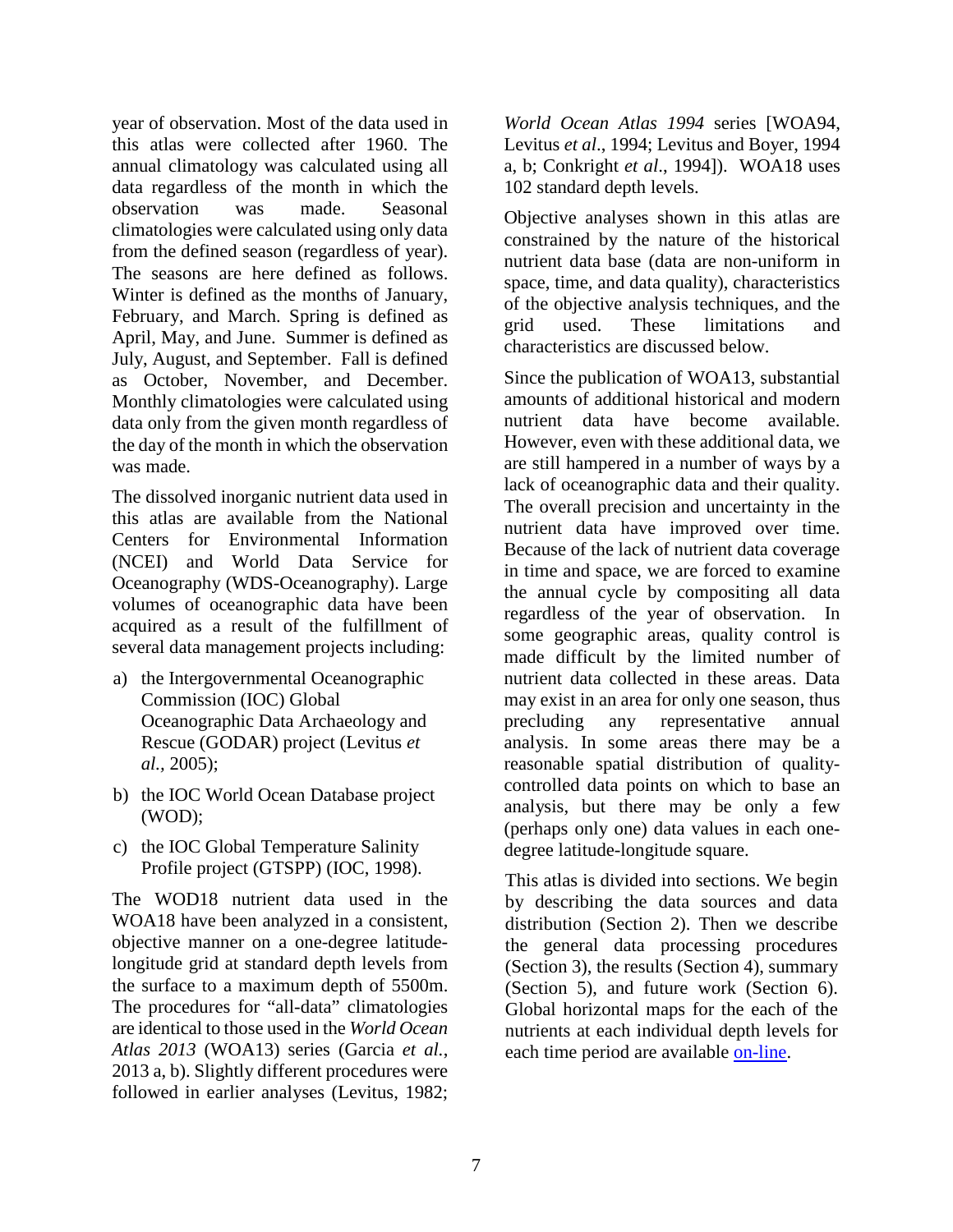year of observation. Most of the data used in this atlas were collected after 1960. The annual climatology was calculated using all data regardless of the month in which the observation was made. Seasonal climatologies were calculated using only data from the defined season (regardless of year). The seasons are here defined as follows. Winter is defined as the months of January, February, and March. Spring is defined as April, May, and June. Summer is defined as July, August, and September. Fall is defined as October, November, and December. Monthly climatologies were calculated using data only from the given month regardless of the day of the month in which the observation was made.

The dissolved inorganic nutrient data used in this atlas are available from the National Centers for Environmental Information (NCEI) and World Data Service for Oceanography (WDS-Oceanography). Large volumes of oceanographic data have been acquired as a result of the fulfillment of several data management projects including:

a) the Intergovernmental Oceanographic Commission (IOC) Global Oceanographic Data Archaeology and Rescue (GODAR) project (Levitus *et al.,* 2005);

b) the IOC World Ocean Database project (WOD);

c) the IOC Global Temperature Salinity Profile project (GTSPP) (IOC, 1998).

The WOD18 nutrient data used in the WOA18 have been analyzed in a consistent, objective manner on a one-degree latitude-longitude grid at standard depth levels from the surface to a maximum depth of 5500m. The procedures for "all-data" climatologies are identical to those used in the *World Ocean Atlas 2013* (WOA13) series (Garcia *et al.*, 2013 a, b). Slightly different procedures were followed in earlier analyses (Levitus, 1982; *World Ocean Atlas 1994* series [WOA94, Levitus *et al*., 1994; Levitus and Boyer, 1994 a, b; Conkright *et al*., 1994]). WOA18 uses 102 standard depth levels.

Objective analyses shown in this atlas are constrained by the nature of the historical nutrient data base (data are non-uniform in space, time, and data quality), characteristics of the objective analysis techniques, and the grid used. These limitations and characteristics are discussed below.

Since the publication of WOA13, substantial amounts of additional historical and modern nutrient data have become available. However, even with these additional data, we are still hampered in a number of ways by a lack of oceanographic data and their quality. The overall precision and uncertainty in the nutrient data have improved over time. Because of the lack of nutrient data coverage in time and space, we are forced to examine the annual cycle by compositing all data regardless of the year of observation. In some geographic areas, quality control is made difficult by the limited number of nutrient data collected in these areas. Data may exist in an area for only one season, thus precluding any representative annual analysis. In some areas there may be a reasonable spatial distribution of quality-controlled data points on which to base an analysis, but there may be only a few (perhaps only one) data values in each one-degree latitude-longitude square.

This atlas is divided into sections. We begin by describing the data sources and data distribution (Section 2). Then we describe the general data processing procedures (Section 3), the results (Section 4), summary (Section 5), and future work (Section 6). Global horizontal maps for the each of the nutrients at each individual depth levels for each time period are available on-line.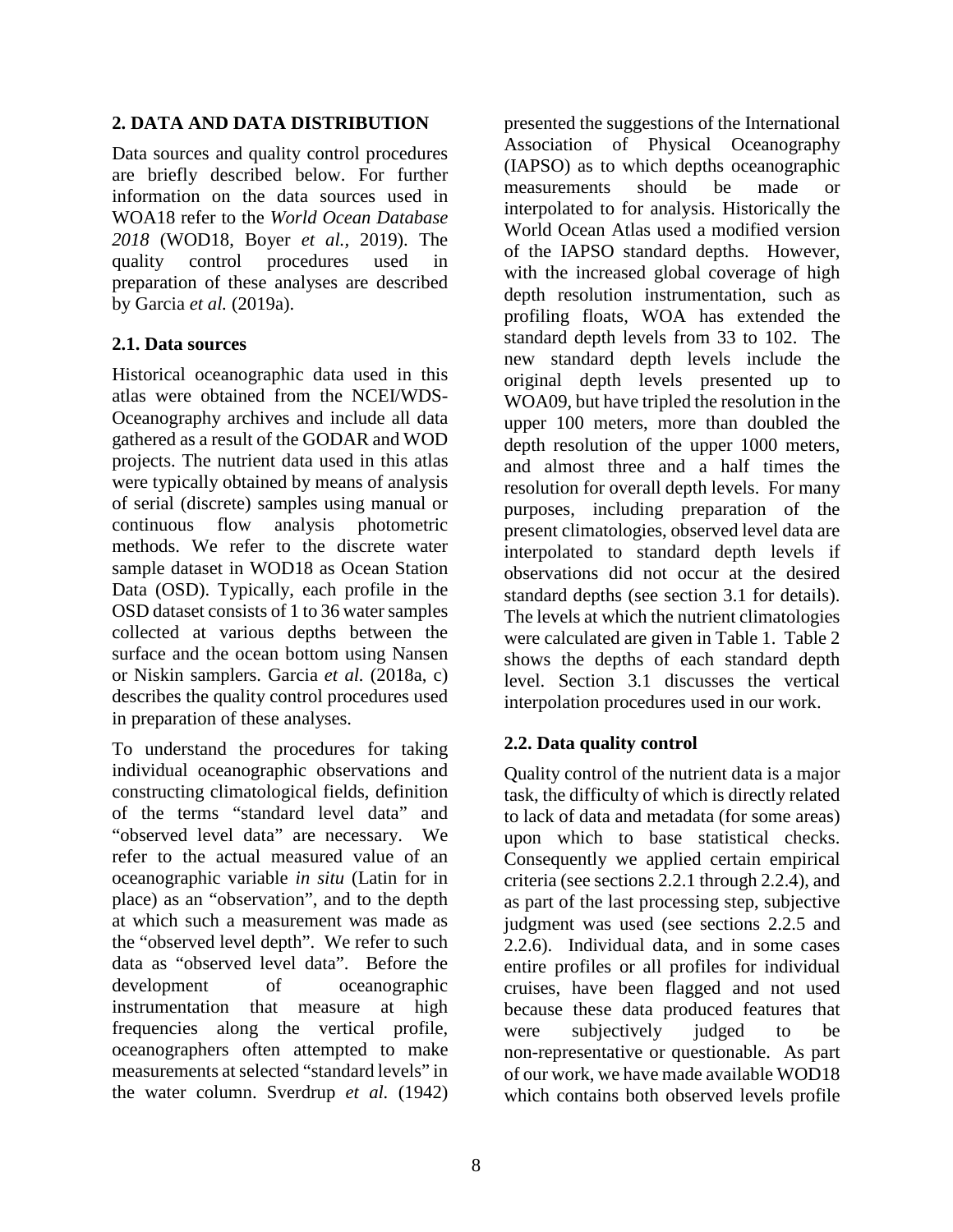## 2. DATA AND DATA DISTRIBUTION

Data sources and quality control procedures are briefly described below. For further information on the data sources used in WOA18 refer to the *World Ocean Database 2018* (WOD18, Boyer *et al.,* 2019). The quality control procedures used in preparation of these analyses are described by Garcia *et al.* (2019a).

### 2.1. Data sources

Historical oceanographic data used in this atlas were obtained from the NCEI/WDS-Oceanography archives and include all data gathered as a result of the GODAR and WOD projects. The nutrient data used in this atlas were typically obtained by means of analysis of serial (discrete) samples using manual or continuous flow analysis photometric methods. We refer to the discrete water sample dataset in WOD18 as Ocean Station Data (OSD). Typically, each profile in the OSD dataset consists of 1 to 36 water samples collected at various depths between the surface and the ocean bottom using Nansen or Niskin samplers. Garcia *et al.* (2018a, c) describes the quality control procedures used in preparation of these analyses.

To understand the procedures for taking individual oceanographic observations and constructing climatological fields, definition of the terms "standard level data" and "observed level data" are necessary. We refer to the actual measured value of an oceanographic variable *in situ* (Latin for in place) as an "observation", and to the depth at which such a measurement was made as the "observed level depth". We refer to such data as "observed level data". Before the development of oceanographic instrumentation that measure at high frequencies along the vertical profile, oceanographers often attempted to make measurements at selected "standard levels" in the water column. Sverdrup *et al.* (1942) presented the suggestions of the International Association of Physical Oceanography (IAPSO) as to which depths oceanographic measurements should be made or interpolated to for analysis. Historically the World Ocean Atlas used a modified version of the IAPSO standard depths. However, with the increased global coverage of high depth resolution instrumentation, such as profiling floats, WOA has extended the standard depth levels from 33 to 102. The new standard depth levels include the original depth levels presented up to WOA09, but have tripled the resolution in the upper 100 meters, more than doubled the depth resolution of the upper 1000 meters, and almost three and a half times the resolution for overall depth levels. For many purposes, including preparation of the present climatologies, observed level data are interpolated to standard depth levels if observations did not occur at the desired standard depths (see section 3.1 for details). The levels at which the nutrient climatologies were calculated are given in Table 1. Table 2 shows the depths of each standard depth level. Section 3.1 discusses the vertical interpolation procedures used in our work.

### 2.2. Data quality control

Quality control of the nutrient data is a major task, the difficulty of which is directly related to lack of data and metadata (for some areas) upon which to base statistical checks. Consequently we applied certain empirical criteria (see sections 2.2.1 through 2.2.4), and as part of the last processing step, subjective judgment was used (see sections 2.2.5 and 2.2.6). Individual data, and in some cases entire profiles or all profiles for individual cruises, have been flagged and not used because these data produced features that were subjectively judged to be non-representative or questionable. As part of our work, we have made available WOD18 which contains both observed levels profile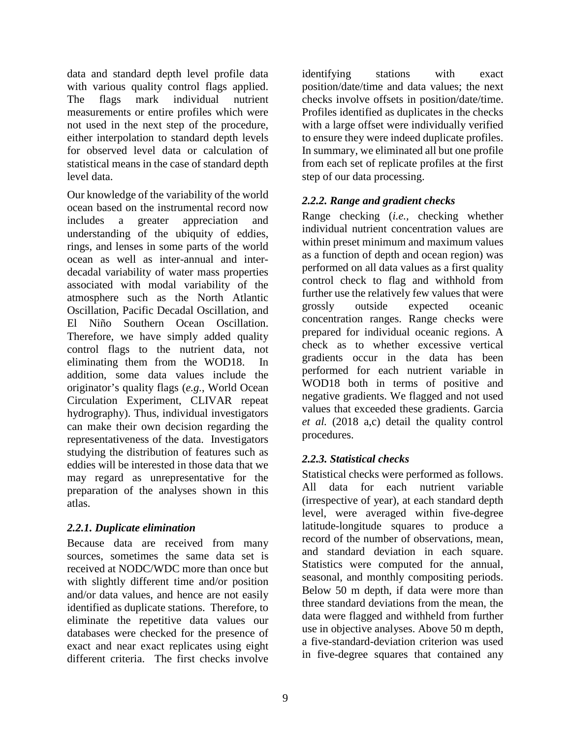data and standard depth level profile data with various quality control flags applied. The flags mark individual nutrient measurements or entire profiles which were not used in the next step of the procedure, either interpolation to standard depth levels for observed level data or calculation of statistical means in the case of standard depth level data.

Our knowledge of the variability of the world ocean based on the instrumental record now includes a greater appreciation and understanding of the ubiquity of eddies, rings, and lenses in some parts of the world ocean as well as inter-annual and inter-decadal variability of water mass properties associated with modal variability of the atmosphere such as the North Atlantic Oscillation, Pacific Decadal Oscillation, and El Niño Southern Ocean Oscillation. Therefore, we have simply added quality control flags to the nutrient data, not eliminating them from the WOD18. In addition, some data values include the originator's quality flags (*e.g.*, World Ocean Circulation Experiment, CLIVAR repeat hydrography). Thus, individual investigators can make their own decision regarding the representativeness of the data. Investigators studying the distribution of features such as eddies will be interested in those data that we may regard as unrepresentative for the preparation of the analyses shown in this atlas.

### *2.2.1. Duplicate elimination*

Because data are received from many sources, sometimes the same data set is received at NODC/WDC more than once but with slightly different time and/or position and/or data values, and hence are not easily identified as duplicate stations. Therefore, to eliminate the repetitive data values our databases were checked for the presence of exact and near exact replicates using eight different criteria. The first checks involve identifying stations with exact position/date/time and data values; the next checks involve offsets in position/date/time. Profiles identified as duplicates in the checks with a large offset were individually verified to ensure they were indeed duplicate profiles. In summary, we eliminated all but one profile from each set of replicate profiles at the first step of our data processing.

### *2.2.2. Range and gradient checks*

Range checking (*i.e.,* checking whether individual nutrient concentration values are within preset minimum and maximum values as a function of depth and ocean region) was performed on all data values as a first quality control check to flag and withhold from further use the relatively few values that were grossly outside expected oceanic concentration ranges. Range checks were prepared for individual oceanic regions. A check as to whether excessive vertical gradients occur in the data has been performed for each nutrient variable in WOD18 both in terms of positive and negative gradients. We flagged and not used values that exceeded these gradients. Garcia *et al.* (2018 a,c) detail the quality control procedures.

### *2.2.3. Statistical checks*

Statistical checks were performed as follows. All data for each nutrient variable (irrespective of year), at each standard depth level, were averaged within five-degree latitude-longitude squares to produce a record of the number of observations, mean, and standard deviation in each square. Statistics were computed for the annual, seasonal, and monthly compositing periods. Below 50 m depth, if data were more than three standard deviations from the mean, the data were flagged and withheld from further use in objective analyses. Above 50 m depth, a five-standard-deviation criterion was used in five-degree squares that contained any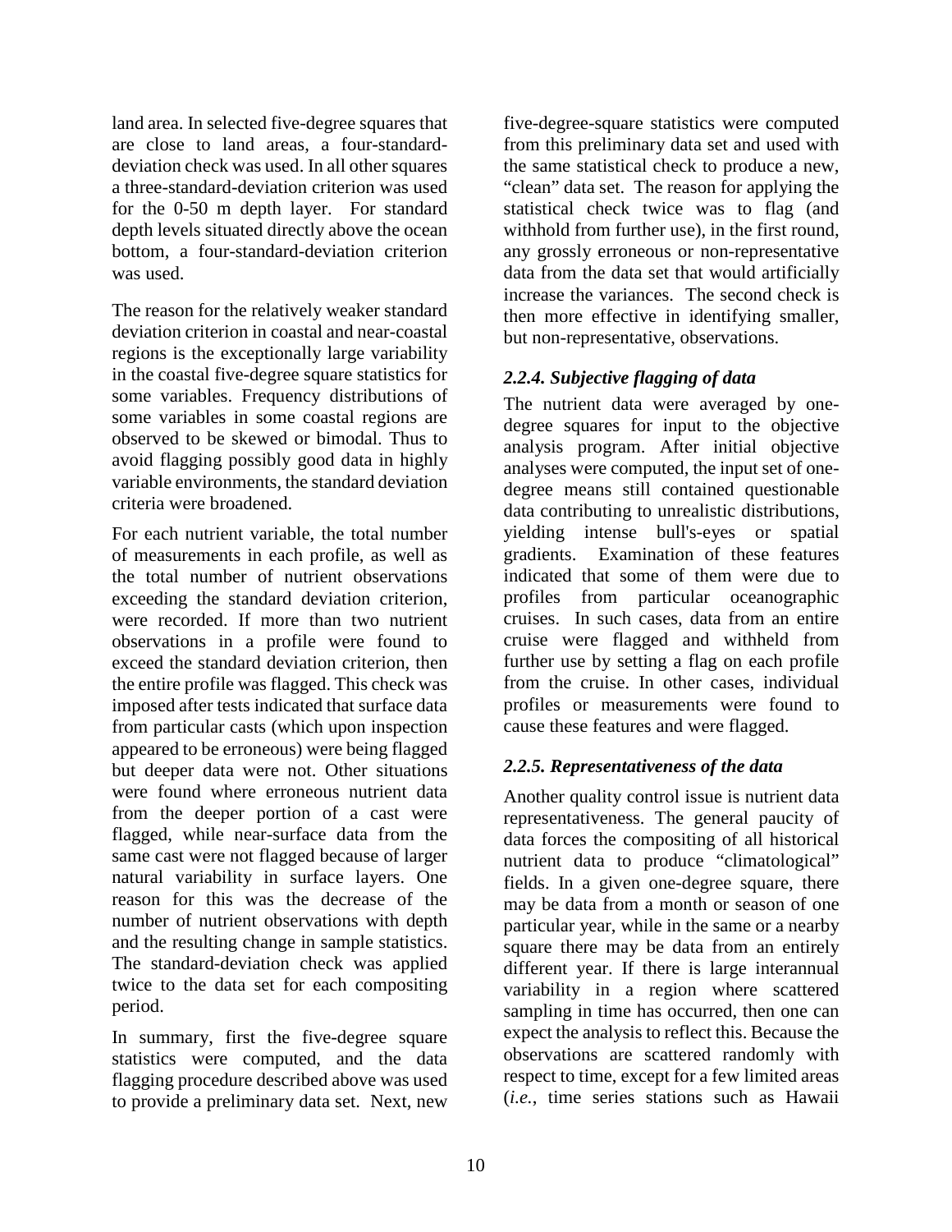land area. In selected five-degree squares that are close to land areas, a four-standard-deviation check was used. In all other squares a three-standard-deviation criterion was used for the 0-50 m depth layer. For standard depth levels situated directly above the ocean bottom, a four-standard-deviation criterion was used.

The reason for the relatively weaker standard deviation criterion in coastal and near-coastal regions is the exceptionally large variability in the coastal five-degree square statistics for some variables. Frequency distributions of some variables in some coastal regions are observed to be skewed or bimodal. Thus to avoid flagging possibly good data in highly variable environments, the standard deviation criteria were broadened.

For each nutrient variable, the total number of measurements in each profile, as well as the total number of nutrient observations exceeding the standard deviation criterion, were recorded. If more than two nutrient observations in a profile were found to exceed the standard deviation criterion, then the entire profile was flagged. This check was imposed after tests indicated that surface data from particular casts (which upon inspection appeared to be erroneous) were being flagged but deeper data were not. Other situations were found where erroneous nutrient data from the deeper portion of a cast were flagged, while near-surface data from the same cast were not flagged because of larger natural variability in surface layers. One reason for this was the decrease of the number of nutrient observations with depth and the resulting change in sample statistics. The standard-deviation check was applied twice to the data set for each compositing period.

In summary, first the five-degree square statistics were computed, and the data flagging procedure described above was used to provide a preliminary data set. Next, new five-degree-square statistics were computed from this preliminary data set and used with the same statistical check to produce a new, "clean" data set. The reason for applying the statistical check twice was to flag (and withhold from further use), in the first round, any grossly erroneous or non-representative data from the data set that would artificially increase the variances. The second check is then more effective in identifying smaller, but non-representative, observations.

### *2.2.4. Subjective flagging of data*

The nutrient data were averaged by one-degree squares for input to the objective analysis program. After initial objective analyses were computed, the input set of one-degree means still contained questionable data contributing to unrealistic distributions, yielding intense bull's-eyes or spatial gradients. Examination of these features indicated that some of them were due to profiles from particular oceanographic cruises. In such cases, data from an entire cruise were flagged and withheld from further use by setting a flag on each profile from the cruise. In other cases, individual profiles or measurements were found to cause these features and were flagged.

### *2.2.5. Representativeness of the data*

Another quality control issue is nutrient data representativeness. The general paucity of data forces the compositing of all historical nutrient data to produce "climatological" fields. In a given one-degree square, there may be data from a month or season of one particular year, while in the same or a nearby square there may be data from an entirely different year. If there is large interannual variability in a region where scattered sampling in time has occurred, then one can expect the analysis to reflect this. Because the observations are scattered randomly with respect to time, except for a few limited areas (*i.e.*, time series stations such as Hawaii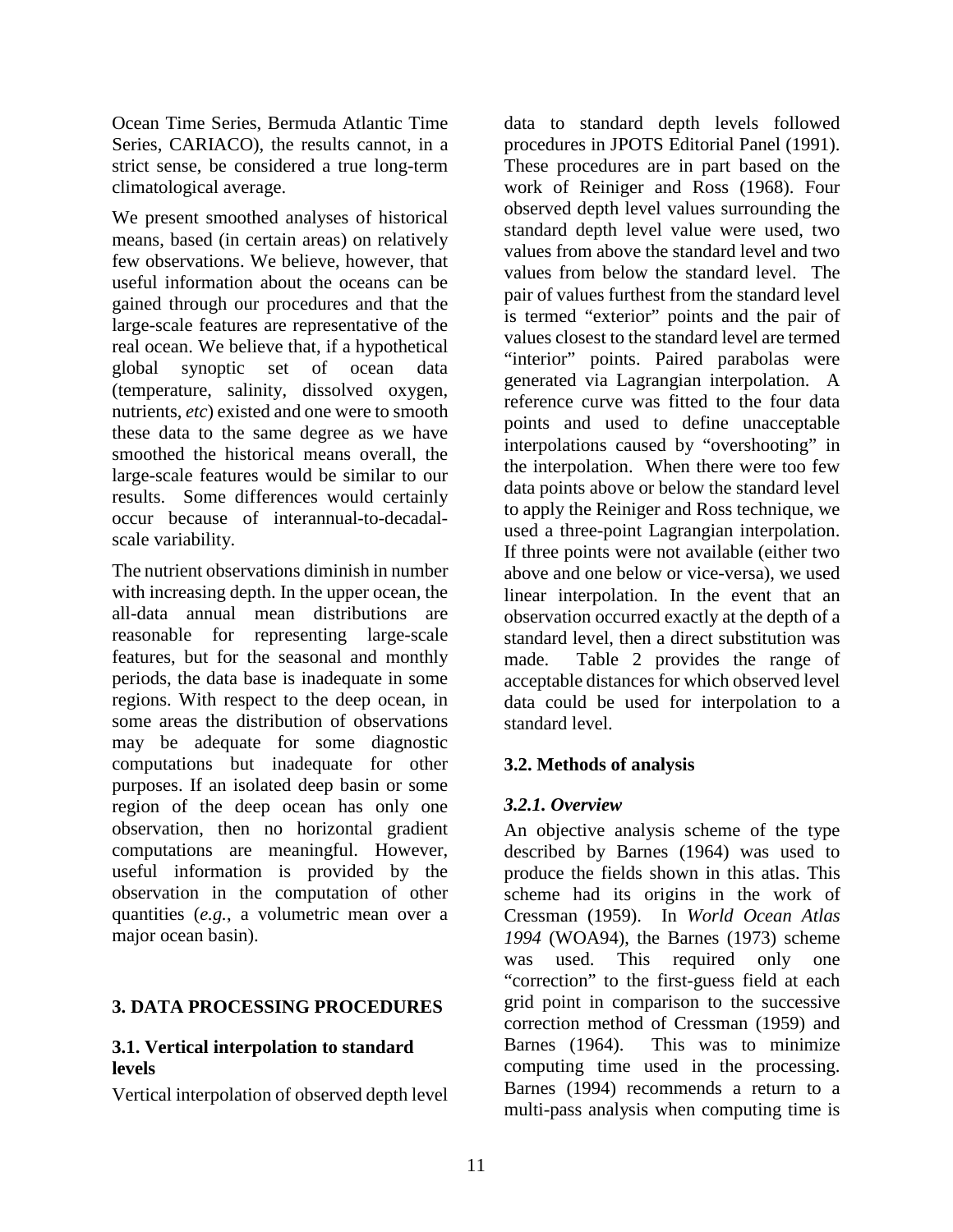Ocean Time Series, Bermuda Atlantic Time Series, CARIACO), the results cannot, in a strict sense, be considered a true long-term climatological average.

We present smoothed analyses of historical means, based (in certain areas) on relatively few observations. We believe, however, that useful information about the oceans can be gained through our procedures and that the large-scale features are representative of the real ocean. We believe that, if a hypothetical global synoptic set of ocean data (temperature, salinity, dissolved oxygen, nutrients, *etc*) existed and one were to smooth these data to the same degree as we have smoothed the historical means overall, the large-scale features would be similar to our results. Some differences would certainly occur because of interannual-to-decadal-scale variability.

The nutrient observations diminish in number with increasing depth. In the upper ocean, the all-data annual mean distributions are reasonable for representing large-scale features, but for the seasonal and monthly periods, the data base is inadequate in some regions. With respect to the deep ocean, in some areas the distribution of observations may be adequate for some diagnostic computations but inadequate for other purposes. If an isolated deep basin or some region of the deep ocean has only one observation, then no horizontal gradient computations are meaningful. However, useful information is provided by the observation in the computation of other quantities (*e.g.*, a volumetric mean over a major ocean basin).

## 3. DATA PROCESSING PROCEDURES

### 3.1. Vertical interpolation to standard levels

Vertical interpolation of observed depth level data to standard depth levels followed procedures in JPOTS Editorial Panel (1991). These procedures are in part based on the work of Reiniger and Ross (1968). Four observed depth level values surrounding the standard depth level value were used, two values from above the standard level and two values from below the standard level. The pair of values furthest from the standard level is termed "exterior" points and the pair of values closest to the standard level are termed "interior" points. Paired parabolas were generated via Lagrangian interpolation. A reference curve was fitted to the four data points and used to define unacceptable interpolations caused by "overshooting" in the interpolation. When there were too few data points above or below the standard level to apply the Reiniger and Ross technique, we used a three-point Lagrangian interpolation. If three points were not available (either two above and one below or vice-versa), we used linear interpolation. In the event that an observation occurred exactly at the depth of a standard level, then a direct substitution was made. Table 2 provides the range of acceptable distances for which observed level data could be used for interpolation to a standard level.

### 3.2. Methods of analysis

#### *3.2.1. Overview*

An objective analysis scheme of the type described by Barnes (1964) was used to produce the fields shown in this atlas. This scheme had its origins in the work of Cressman (1959). In *World Ocean Atlas 1994* (WOA94), the Barnes (1973) scheme was used. This required only one "correction" to the first-guess field at each grid point in comparison to the successive correction method of Cressman (1959) and Barnes (1964). This was to minimize computing time used in the processing. Barnes (1994) recommends a return to a multi-pass analysis when computing time is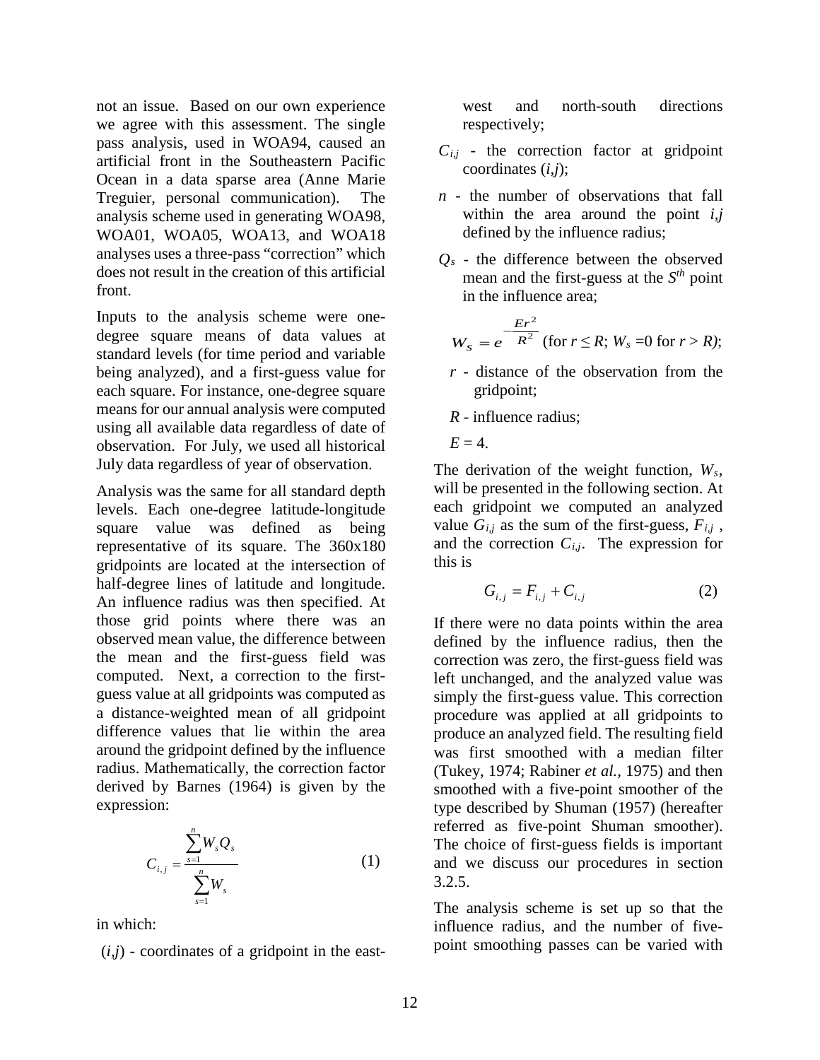not an issue. Based on our own experience we agree with this assessment. The single pass analysis, used in WOA94, caused an artificial front in the Southeastern Pacific Ocean in a data sparse area (Anne Marie Treguier, personal communication). The analysis scheme used in generating WOA98, WOA01, WOA05, WOA13, and WOA18 analyses uses a three-pass "correction" which does not result in the creation of this artificial front.

Inputs to the analysis scheme were one-degree square means of data values at standard levels (for time period and variable being analyzed), and a first-guess value for each square. For instance, one-degree square means for our annual analysis were computed using all available data regardless of date of observation. For July, we used all historical July data regardless of year of observation.

Analysis was the same for all standard depth levels. Each one-degree latitude-longitude square value was defined as being representative of its square. The 360x180 gridpoints are located at the intersection of half-degree lines of latitude and longitude. An influence radius was then specified. At those grid points where there was an observed mean value, the difference between the mean and the first-guess field was computed. Next, a correction to the first-guess value at all gridpoints was computed as a distance-weighted mean of all gridpoint difference values that lie within the area around the gridpoint defined by the influence radius. Mathematically, the correction factor derived by Barnes (1964) is given by the expression:

$$C_{i,j} = \frac{\sum_{s=1}^{n} W_s Q_s}{\sum_{s=1}^{n} W_s} \tag{1}$$

in which:

$(i,j)$ - coordinates of a gridpoint in the east-west and north-south directions respectively;

$C_{i,j}$ - the correction factor at gridpoint coordinates $(i,j)$;

$n$ - the number of observations that fall within the area around the point $i,j$ defined by the influence radius;

$Q_s$ - the difference between the observed mean and the first-guess at the $S^{th}$ point in the influence area;

$W_s = e^{-\frac{Er^2}{R^2}}$ (for $r \le R$; $W_s = 0$ for $r > R$);

$r$ - distance of the observation from the gridpoint;

$R$ - influence radius;

$E = 4$.

The derivation of the weight function, $W_s$, will be presented in the following section. At each gridpoint we computed an analyzed value $G_{i,j}$ as the sum of the first-guess, $F_{i,j}$, and the correction $C_{i,j}$. The expression for this is

$$G_{i,j} = F_{i,j} + C_{i,j} \tag{2}$$

If there were no data points within the area defined by the influence radius, then the correction was zero, the first-guess field was left unchanged, and the analyzed value was simply the first-guess value. This correction procedure was applied at all gridpoints to produce an analyzed field. The resulting field was first smoothed with a median filter (Tukey, 1974; Rabiner *et al.,* 1975) and then smoothed with a five-point smoother of the type described by Shuman (1957) (hereafter referred as five-point Shuman smoother). The choice of first-guess fields is important and we discuss our procedures in section 3.2.5.

The analysis scheme is set up so that the influence radius, and the number of five-point smoothing passes can be varied with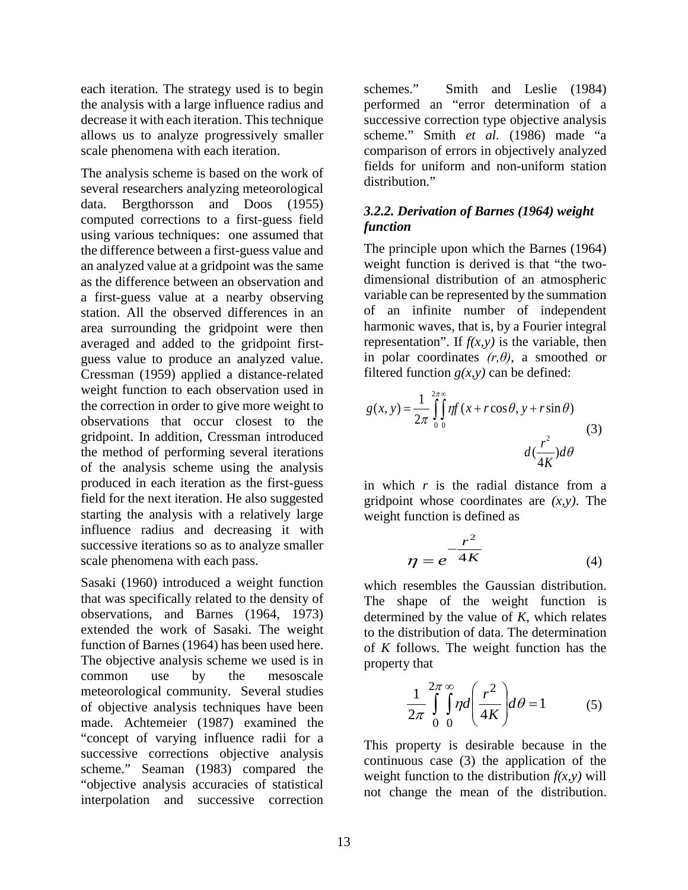each iteration. The strategy used is to begin the analysis with a large influence radius and decrease it with each iteration. This technique allows us to analyze progressively smaller scale phenomena with each iteration.

The analysis scheme is based on the work of several researchers analyzing meteorological data. Bergthorsson and Doos (1955) computed corrections to a first-guess field using various techniques: one assumed that the difference between a first-guess value and an analyzed value at a gridpoint was the same as the difference between an observation and a first-guess value at a nearby observing station. All the observed differences in an area surrounding the gridpoint were then averaged and added to the gridpoint first-guess value to produce an analyzed value. Cressman (1959) applied a distance-related weight function to each observation used in the correction in order to give more weight to observations that occur closest to the gridpoint. In addition, Cressman introduced the method of performing several iterations of the analysis scheme using the analysis produced in each iteration as the first-guess field for the next iteration. He also suggested starting the analysis with a relatively large influence radius and decreasing it with successive iterations so as to analyze smaller scale phenomena with each pass.

Sasaki (1960) introduced a weight function that was specifically related to the density of observations, and Barnes (1964, 1973) extended the work of Sasaki. The weight function of Barnes (1964) has been used here. The objective analysis scheme we used is in common use by the mesoscale meteorological community. Several studies of objective analysis techniques have been made. Achtemeier (1987) examined the "concept of varying influence radii for a successive corrections objective analysis scheme." Seaman (1983) compared the "objective analysis accuracies of statistical interpolation and successive correction schemes." Smith and Leslie (1984) performed an "error determination of a successive correction type objective analysis scheme." Smith *et al*. (1986) made "a comparison of errors in objectively analyzed fields for uniform and non-uniform station distribution."

#### *3.2.2. Derivation of Barnes (1964) weight function*

The principle upon which the Barnes (1964) weight function is derived is that "the two-dimensional distribution of an atmospheric variable can be represented by the summation of an infinite number of independent harmonic waves, that is, by a Fourier integral representation". If $f(x,y)$ is the variable, then in polar coordinates $(r,\theta)$, a smoothed or filtered function $g(x,y)$ can be defined:

$$g(x,y) = \frac{1}{2\pi}\int_0^{2\pi}\int_0^{\infty} \eta f(x + r\cos\theta, y + r\sin\theta)\, d(\frac{r^2}{4K})d\theta \qquad (3)$$

in which $r$ is the radial distance from a gridpoint whose coordinates are $(x,y)$. The weight function is defined as

$$\eta = e^{-\frac{r^2}{4K}} \qquad (4)$$

which resembles the Gaussian distribution. The shape of the weight function is determined by the value of $K$, which relates to the distribution of data. The determination of $K$ follows. The weight function has the property that

$$\frac{1}{2\pi}\int_0^{2\pi}\int_0^{\infty} \eta d\left(\frac{r^2}{4K}\right)d\theta = 1 \qquad (5)$$

This property is desirable because in the continuous case (3) the application of the weight function to the distribution $f(x,y)$ will not change the mean of the distribution.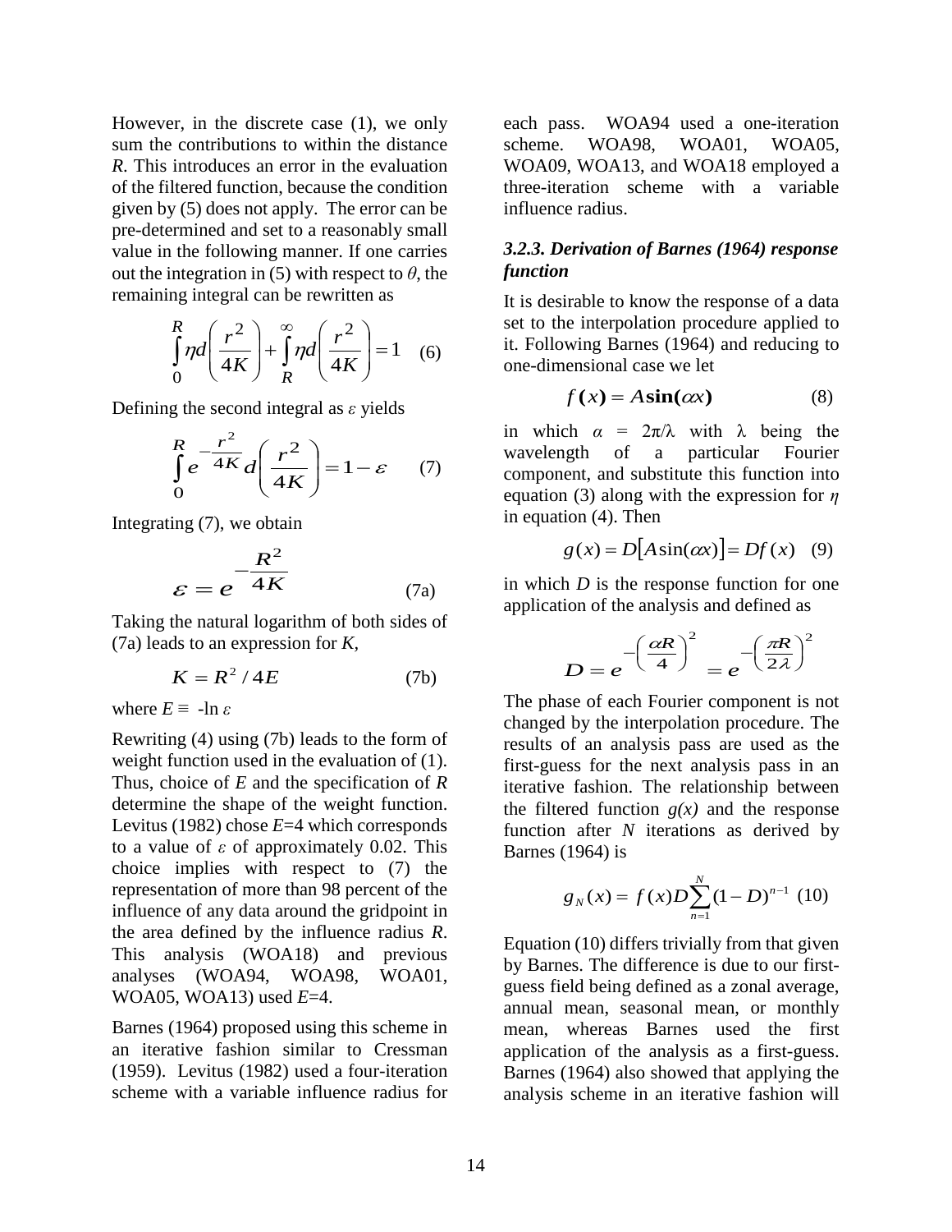However, in the discrete case (1), we only sum the contributions to within the distance $R$. This introduces an error in the evaluation of the filtered function, because the condition given by (5) does not apply. The error can be pre-determined and set to a reasonably small value in the following manner. If one carries out the integration in (5) with respect to $\theta$, the remaining integral can be rewritten as

$$\int_0^R \eta d\left(\frac{r^2}{4K}\right) + \int_R^\infty \eta d\left(\frac{r^2}{4K}\right) = 1 \quad (6)$$

Defining the second integral as $\varepsilon$ yields

$$\int_0^R e^{-\frac{r^2}{4K}} d\left(\frac{r^2}{4K}\right) = 1 - \varepsilon \quad (7)$$

Integrating (7), we obtain

$$\varepsilon = e^{-\frac{R^2}{4K}} \quad (7a)$$

Taking the natural logarithm of both sides of (7a) leads to an expression for $K$,

$$K = R^2 / 4E \quad (7b)$$

where $E \equiv -\ln \varepsilon$

Rewriting (4) using (7b) leads to the form of weight function used in the evaluation of (1). Thus, choice of $E$ and the specification of $R$ determine the shape of the weight function. Levitus (1982) chose $E$=4 which corresponds to a value of $\varepsilon$ of approximately 0.02. This choice implies with respect to (7) the representation of more than 98 percent of the influence of any data around the gridpoint in the area defined by the influence radius $R$. This analysis (WOA18) and previous analyses (WOA94, WOA98, WOA01, WOA05, WOA13) used $E$=4.

Barnes (1964) proposed using this scheme in an iterative fashion similar to Cressman (1959). Levitus (1982) used a four-iteration scheme with a variable influence radius for each pass. WOA94 used a one-iteration scheme. WOA98, WOA01, WOA05, WOA09, WOA13, and WOA18 employed a three-iteration scheme with a variable influence radius.

### *3.2.3. Derivation of Barnes (1964) response function*

It is desirable to know the response of a data set to the interpolation procedure applied to it. Following Barnes (1964) and reducing to one-dimensional case we let

$$f(x) = A\sin(\alpha x) \quad (8)$$

in which $\alpha = 2\pi/\lambda$ with $\lambda$ being the wavelength of a particular Fourier component, and substitute this function into equation (3) along with the expression for $\eta$ in equation (4). Then

$$g(x) = D[A\sin(\alpha x)] = Df(x) \quad (9)$$

in which $D$ is the response function for one application of the analysis and defined as

$$D = e^{-\left(\frac{\alpha R}{4}\right)^2} = e^{-\left(\frac{\pi R}{2\lambda}\right)^2}$$

The phase of each Fourier component is not changed by the interpolation procedure. The results of an analysis pass are used as the first-guess for the next analysis pass in an iterative fashion. The relationship between the filtered function $g(x)$ and the response function after $N$ iterations as derived by Barnes (1964) is

$$g_N(x) = f(x)D\sum_{n=1}^{N}(1-D)^{n-1} \quad (10)$$

Equation (10) differs trivially from that given by Barnes. The difference is due to our first-guess field being defined as a zonal average, annual mean, seasonal mean, or monthly mean, whereas Barnes used the first application of the analysis as a first-guess. Barnes (1964) also showed that applying the analysis scheme in an iterative fashion will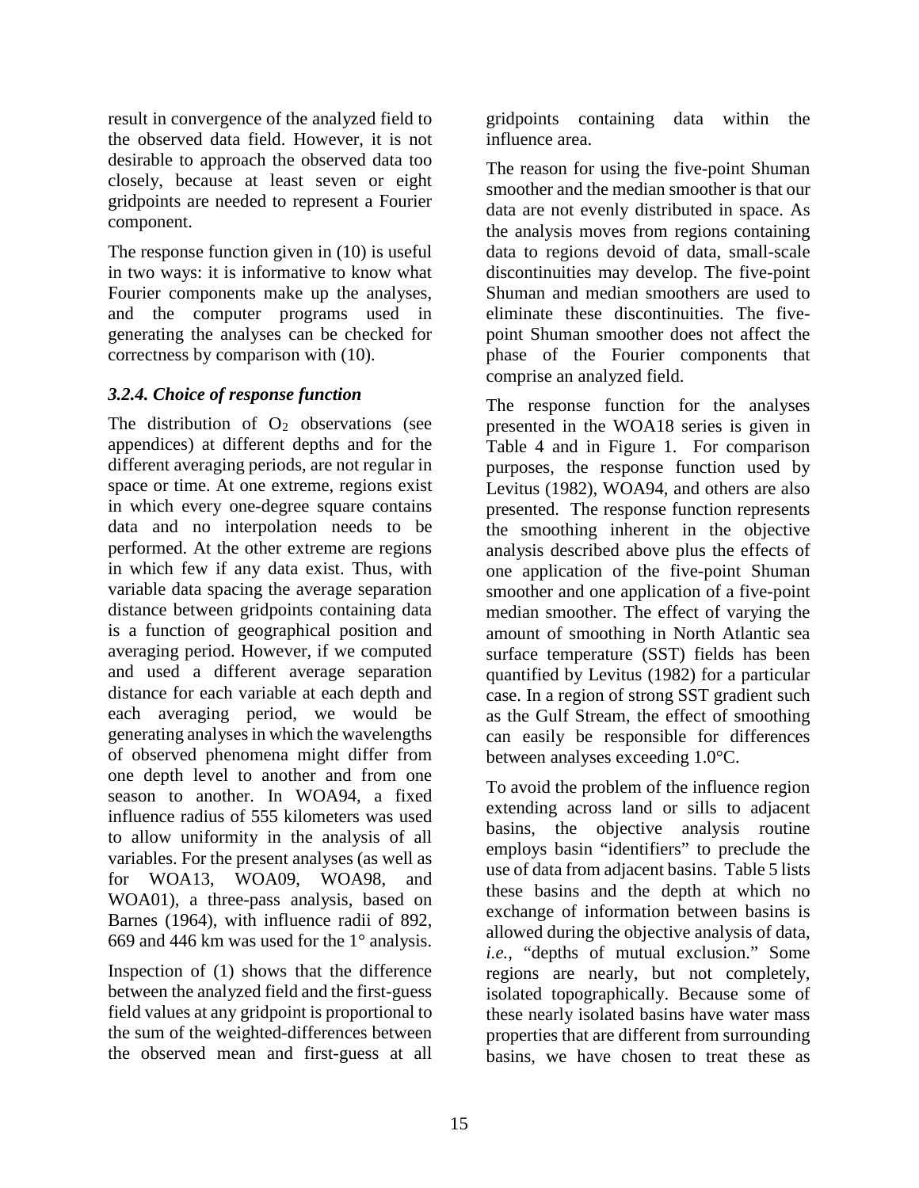result in convergence of the analyzed field to the observed data field. However, it is not desirable to approach the observed data too closely, because at least seven or eight gridpoints are needed to represent a Fourier component.

The response function given in (10) is useful in two ways: it is informative to know what Fourier components make up the analyses, and the computer programs used in generating the analyses can be checked for correctness by comparison with (10).

### *3.2.4. Choice of response function*

The distribution of $O_2$ observations (see appendices) at different depths and for the different averaging periods, are not regular in space or time. At one extreme, regions exist in which every one-degree square contains data and no interpolation needs to be performed. At the other extreme are regions in which few if any data exist. Thus, with variable data spacing the average separation distance between gridpoints containing data is a function of geographical position and averaging period. However, if we computed and used a different average separation distance for each variable at each depth and each averaging period, we would be generating analyses in which the wavelengths of observed phenomena might differ from one depth level to another and from one season to another. In WOA94, a fixed influence radius of 555 kilometers was used to allow uniformity in the analysis of all variables. For the present analyses (as well as for WOA13, WOA09, WOA98, and WOA01), a three-pass analysis, based on Barnes (1964), with influence radii of 892, 669 and 446 km was used for the 1° analysis.

Inspection of (1) shows that the difference between the analyzed field and the first-guess field values at any gridpoint is proportional to the sum of the weighted-differences between the observed mean and first-guess at all gridpoints containing data within the influence area.

The reason for using the five-point Shuman smoother and the median smoother is that our data are not evenly distributed in space. As the analysis moves from regions containing data to regions devoid of data, small-scale discontinuities may develop. The five-point Shuman and median smoothers are used to eliminate these discontinuities. The five-point Shuman smoother does not affect the phase of the Fourier components that comprise an analyzed field.

The response function for the analyses presented in the WOA18 series is given in Table 4 and in Figure 1. For comparison purposes, the response function used by Levitus (1982), WOA94, and others are also presented. The response function represents the smoothing inherent in the objective analysis described above plus the effects of one application of the five-point Shuman smoother and one application of a five-point median smoother. The effect of varying the amount of smoothing in North Atlantic sea surface temperature (SST) fields has been quantified by Levitus (1982) for a particular case. In a region of strong SST gradient such as the Gulf Stream, the effect of smoothing can easily be responsible for differences between analyses exceeding 1.0°C.

To avoid the problem of the influence region extending across land or sills to adjacent basins, the objective analysis routine employs basin "identifiers" to preclude the use of data from adjacent basins. Table 5 lists these basins and the depth at which no exchange of information between basins is allowed during the objective analysis of data, *i.e.,* "depths of mutual exclusion." Some regions are nearly, but not completely, isolated topographically. Because some of these nearly isolated basins have water mass properties that are different from surrounding basins, we have chosen to treat these as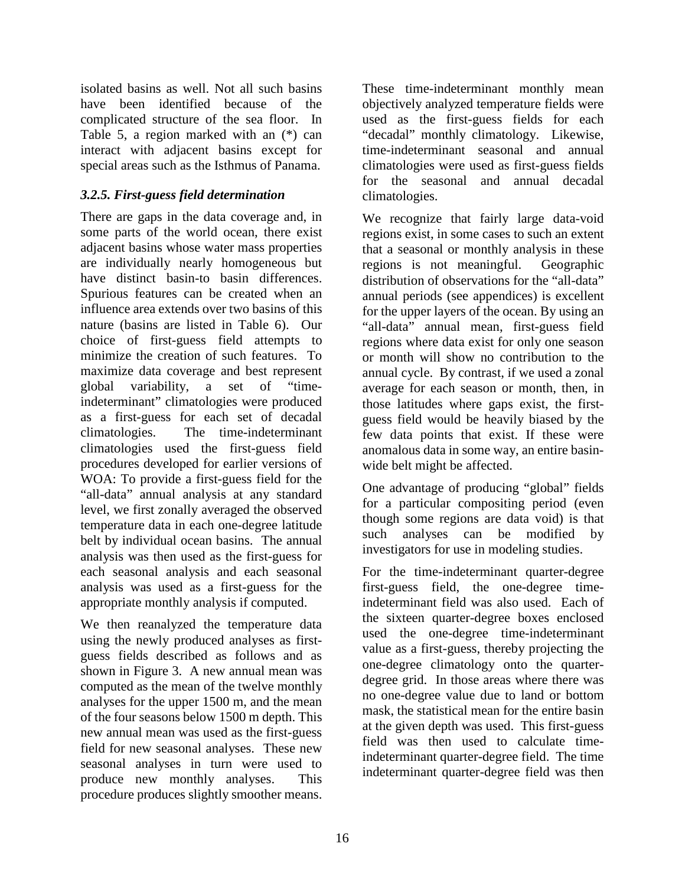isolated basins as well. Not all such basins have been identified because of the complicated structure of the sea floor. In Table 5, a region marked with an (*) can interact with adjacent basins except for special areas such as the Isthmus of Panama.

### *3.2.5. First-guess field determination*

There are gaps in the data coverage and, in some parts of the world ocean, there exist adjacent basins whose water mass properties are individually nearly homogeneous but have distinct basin-to basin differences. Spurious features can be created when an influence area extends over two basins of this nature (basins are listed in Table 6). Our choice of first-guess field attempts to minimize the creation of such features. To maximize data coverage and best represent global variability, a set of "time-indeterminant" climatologies were produced as a first-guess for each set of decadal climatologies. The time-indeterminant climatologies used the first-guess field procedures developed for earlier versions of WOA: To provide a first-guess field for the "all-data" annual analysis at any standard level, we first zonally averaged the observed temperature data in each one-degree latitude belt by individual ocean basins. The annual analysis was then used as the first-guess for each seasonal analysis and each seasonal analysis was used as a first-guess for the appropriate monthly analysis if computed.

We then reanalyzed the temperature data using the newly produced analyses as first-guess fields described as follows and as shown in Figure 3. A new annual mean was computed as the mean of the twelve monthly analyses for the upper 1500 m, and the mean of the four seasons below 1500 m depth. This new annual mean was used as the first-guess field for new seasonal analyses. These new seasonal analyses in turn were used to produce new monthly analyses. This procedure produces slightly smoother means.

These time-indeterminant monthly mean objectively analyzed temperature fields were used as the first-guess fields for each "decadal" monthly climatology. Likewise, time-indeterminant seasonal and annual climatologies were used as first-guess fields for the seasonal and annual decadal climatologies.

We recognize that fairly large data-void regions exist, in some cases to such an extent that a seasonal or monthly analysis in these regions is not meaningful. Geographic distribution of observations for the "all-data" annual periods (see appendices) is excellent for the upper layers of the ocean. By using an "all-data" annual mean, first-guess field regions where data exist for only one season or month will show no contribution to the annual cycle. By contrast, if we used a zonal average for each season or month, then, in those latitudes where gaps exist, the first-guess field would be heavily biased by the few data points that exist. If these were anomalous data in some way, an entire basin-wide belt might be affected.

One advantage of producing "global" fields for a particular compositing period (even though some regions are data void) is that such analyses can be modified by investigators for use in modeling studies.

For the time-indeterminant quarter-degree first-guess field, the one-degree time-indeterminant field was also used. Each of the sixteen quarter-degree boxes enclosed used the one-degree time-indeterminant value as a first-guess, thereby projecting the one-degree climatology onto the quarter-degree grid. In those areas where there was no one-degree value due to land or bottom mask, the statistical mean for the entire basin at the given depth was used. This first-guess field was then used to calculate time-indeterminant quarter-degree field. The time indeterminant quarter-degree field was then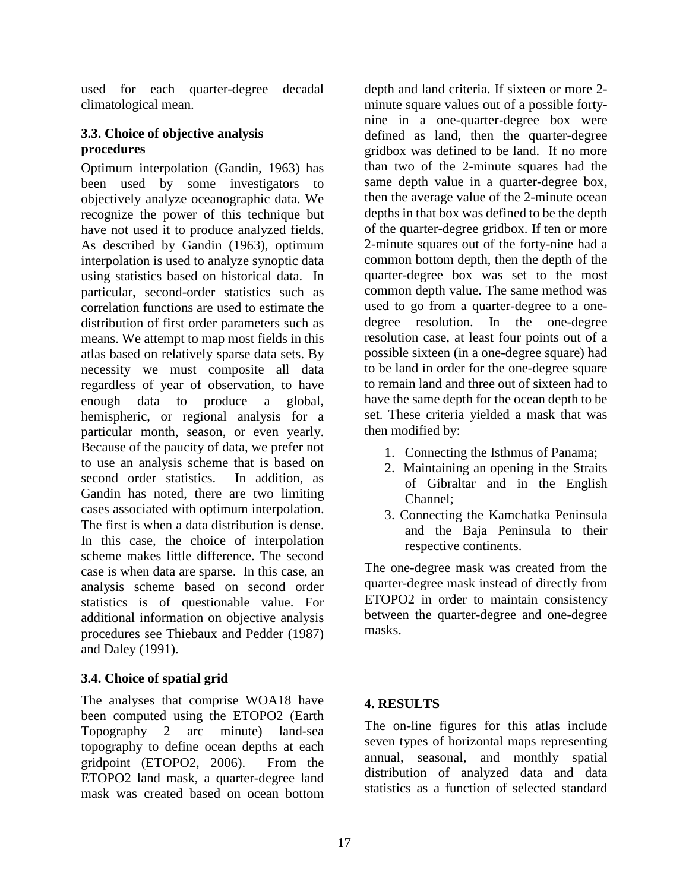used for each quarter-degree decadal climatological mean.

### 3.3. Choice of objective analysis procedures

Optimum interpolation (Gandin, 1963) has been used by some investigators to objectively analyze oceanographic data. We recognize the power of this technique but have not used it to produce analyzed fields. As described by Gandin (1963), optimum interpolation is used to analyze synoptic data using statistics based on historical data. In particular, second-order statistics such as correlation functions are used to estimate the distribution of first order parameters such as means. We attempt to map most fields in this atlas based on relatively sparse data sets. By necessity we must composite all data regardless of year of observation, to have enough data to produce a global, hemispheric, or regional analysis for a particular month, season, or even yearly. Because of the paucity of data, we prefer not to use an analysis scheme that is based on second order statistics. In addition, as Gandin has noted, there are two limiting cases associated with optimum interpolation. The first is when a data distribution is dense. In this case, the choice of interpolation scheme makes little difference. The second case is when data are sparse. In this case, an analysis scheme based on second order statistics is of questionable value. For additional information on objective analysis procedures see Thiebaux and Pedder (1987) and Daley (1991).

### 3.4. Choice of spatial grid

The analyses that comprise WOA18 have been computed using the ETOPO2 (Earth Topography 2 arc minute) land-sea topography to define ocean depths at each gridpoint (ETOPO2, 2006). From the ETOPO2 land mask, a quarter-degree land mask was created based on ocean bottom depth and land criteria. If sixteen or more 2-minute square values out of a possible forty-nine in a one-quarter-degree box were defined as land, then the quarter-degree gridbox was defined to be land. If no more than two of the 2-minute squares had the same depth value in a quarter-degree box, then the average value of the 2-minute ocean depths in that box was defined to be the depth of the quarter-degree gridbox. If ten or more 2-minute squares out of the forty-nine had a common bottom depth, then the depth of the quarter-degree box was set to the most common depth value. The same method was used to go from a quarter-degree to a one-degree resolution. In the one-degree resolution case, at least four points out of a possible sixteen (in a one-degree square) had to be land in order for the one-degree square to remain land and three out of sixteen had to have the same depth for the ocean depth to be set. These criteria yielded a mask that was then modified by:

1. Connecting the Isthmus of Panama;
2. Maintaining an opening in the Straits of Gibraltar and in the English Channel;
3. Connecting the Kamchatka Peninsula and the Baja Peninsula to their respective continents.

The one-degree mask was created from the quarter-degree mask instead of directly from ETOPO2 in order to maintain consistency between the quarter-degree and one-degree masks.

## 4. RESULTS

The on-line figures for this atlas include seven types of horizontal maps representing annual, seasonal, and monthly spatial distribution of analyzed data and data statistics as a function of selected standard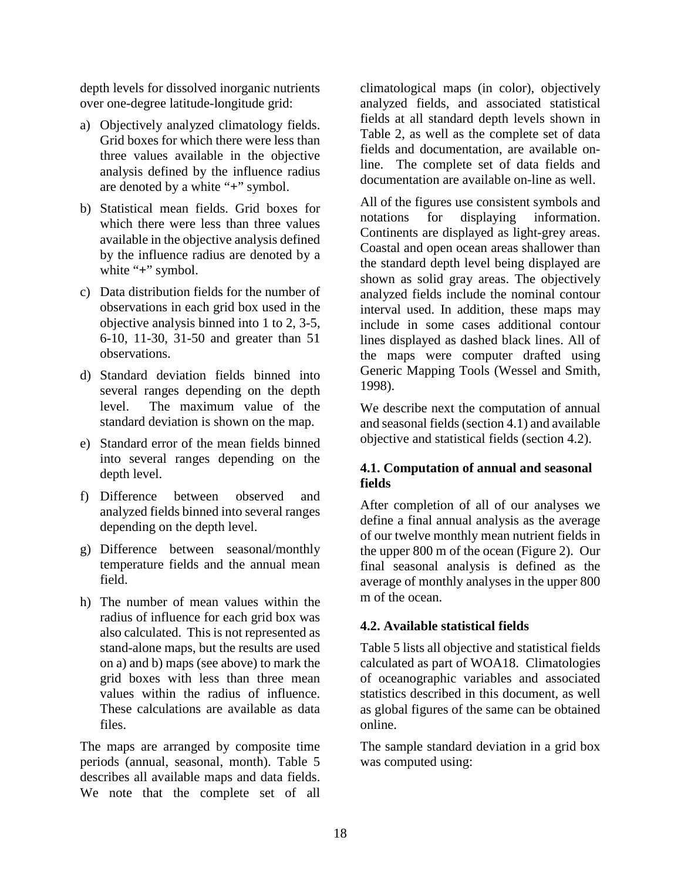depth levels for dissolved inorganic nutrients over one-degree latitude-longitude grid:

a) Objectively analyzed climatology fields. Grid boxes for which there were less than three values available in the objective analysis defined by the influence radius are denoted by a white "+" symbol.

b) Statistical mean fields. Grid boxes for which there were less than three values available in the objective analysis defined by the influence radius are denoted by a white "+" symbol.

c) Data distribution fields for the number of observations in each grid box used in the objective analysis binned into 1 to 2, 3-5, 6-10, 11-30, 31-50 and greater than 51 observations.

d) Standard deviation fields binned into several ranges depending on the depth level. The maximum value of the standard deviation is shown on the map.

e) Standard error of the mean fields binned into several ranges depending on the depth level.

f) Difference between observed and analyzed fields binned into several ranges depending on the depth level.

g) Difference between seasonal/monthly temperature fields and the annual mean field.

h) The number of mean values within the radius of influence for each grid box was also calculated. This is not represented as stand-alone maps, but the results are used on a) and b) maps (see above) to mark the grid boxes with less than three mean values within the radius of influence. These calculations are available as data files.

The maps are arranged by composite time periods (annual, seasonal, month). Table 5 describes all available maps and data fields. We note that the complete set of all climatological maps (in color), objectively analyzed fields, and associated statistical fields at all standard depth levels shown in Table 2, as well as the complete set of data fields and documentation, are available on-line. The complete set of data fields and documentation are available on-line as well.

All of the figures use consistent symbols and notations for displaying information. Continents are displayed as light-grey areas. Coastal and open ocean areas shallower than the standard depth level being displayed are shown as solid gray areas. The objectively analyzed fields include the nominal contour interval used. In addition, these maps may include in some cases additional contour lines displayed as dashed black lines. All of the maps were computer drafted using Generic Mapping Tools (Wessel and Smith, 1998).

We describe next the computation of annual and seasonal fields (section 4.1) and available objective and statistical fields (section 4.2).

### 4.1. Computation of annual and seasonal fields

After completion of all of our analyses we define a final annual analysis as the average of our twelve monthly mean nutrient fields in the upper 800 m of the ocean (Figure 2). Our final seasonal analysis is defined as the average of monthly analyses in the upper 800 m of the ocean.

### 4.2. Available statistical fields

Table 5 lists all objective and statistical fields calculated as part of WOA18. Climatologies of oceanographic variables and associated statistics described in this document, as well as global figures of the same can be obtained online.

The sample standard deviation in a grid box was computed using: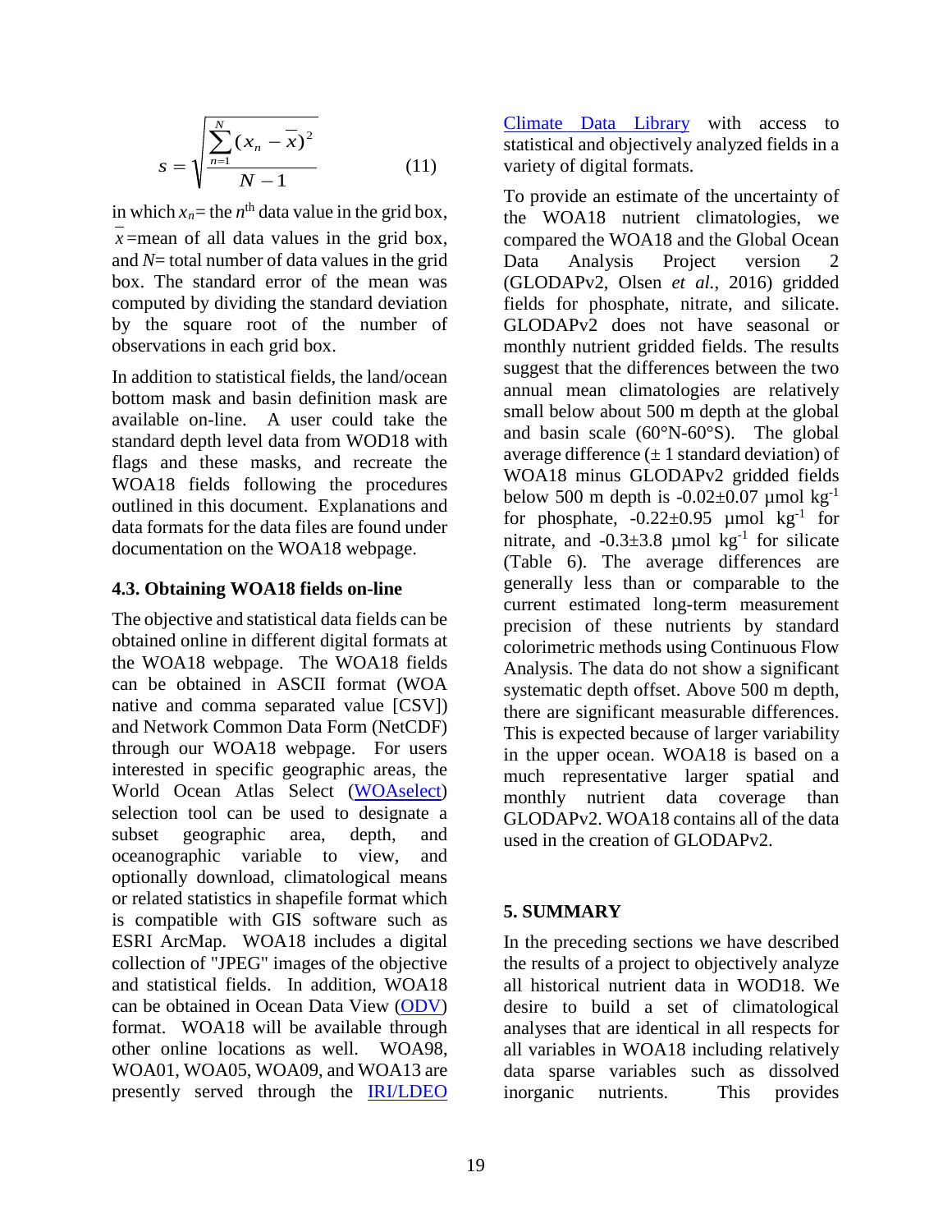$$s = \sqrt{\frac{\sum_{n=1}^{N}(x_n - \bar{x})^2}{N-1}} \qquad (11)$$

in which $x_n$= the $n^{\text{th}}$ data value in the grid box, $\bar{x}$=mean of all data values in the grid box, and $N$= total number of data values in the grid box. The standard error of the mean was computed by dividing the standard deviation by the square root of the number of observations in each grid box.

In addition to statistical fields, the land/ocean bottom mask and basin definition mask are available on-line. A user could take the standard depth level data from WOD18 with flags and these masks, and recreate the WOA18 fields following the procedures outlined in this document. Explanations and data formats for the data files are found under documentation on the WOA18 webpage.

### 4.3. Obtaining WOA18 fields on-line

The objective and statistical data fields can be obtained online in different digital formats at the WOA18 webpage. The WOA18 fields can be obtained in ASCII format (WOA native and comma separated value [CSV]) and Network Common Data Form (NetCDF) through our WOA18 webpage. For users interested in specific geographic areas, the World Ocean Atlas Select (WOAselect) selection tool can be used to designate a subset geographic area, depth, and oceanographic variable to view, and optionally download, climatological means or related statistics in shapefile format which is compatible with GIS software such as ESRI ArcMap. WOA18 includes a digital collection of "JPEG" images of the objective and statistical fields. In addition, WOA18 can be obtained in Ocean Data View (ODV) format. WOA18 will be available through other online locations as well. WOA98, WOA01, WOA05, WOA09, and WOA13 are presently served through the IRI/LDEO Climate Data Library with access to statistical and objectively analyzed fields in a variety of digital formats.

To provide an estimate of the uncertainty of the WOA18 nutrient climatologies, we compared the WOA18 and the Global Ocean Data Analysis Project version 2 (GLODAPv2, Olsen *et al.*, 2016) gridded fields for phosphate, nitrate, and silicate. GLODAPv2 does not have seasonal or monthly nutrient gridded fields. The results suggest that the differences between the two annual mean climatologies are relatively small below about 500 m depth at the global and basin scale (60°N-60°S). The global average difference (± 1 standard deviation) of WOA18 minus GLODAPv2 gridded fields below 500 m depth is -0.02±0.07 µmol kg$^{-1}$ for phosphate, -0.22±0.95 µmol kg$^{-1}$ for nitrate, and -0.3±3.8 µmol kg$^{-1}$ for silicate (Table 6). The average differences are generally less than or comparable to the current estimated long-term measurement precision of these nutrients by standard colorimetric methods using Continuous Flow Analysis. The data do not show a significant systematic depth offset. Above 500 m depth, there are significant measurable differences. This is expected because of larger variability in the upper ocean. WOA18 is based on a much representative larger spatial and monthly nutrient data coverage than GLODAPv2. WOA18 contains all of the data used in the creation of GLODAPv2.

## 5. SUMMARY

In the preceding sections we have described the results of a project to objectively analyze all historical nutrient data in WOD18. We desire to build a set of climatological analyses that are identical in all respects for all variables in WOA18 including relatively data sparse variables such as dissolved inorganic nutrients. This provides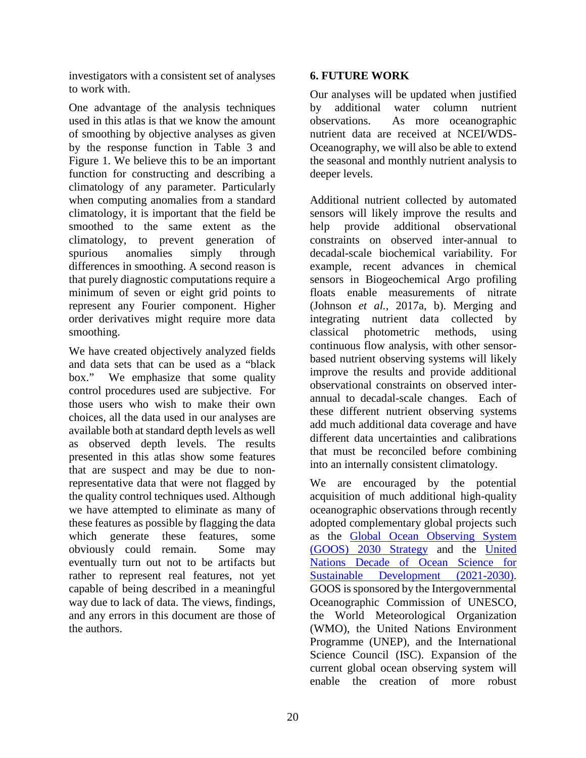investigators with a consistent set of analyses to work with.

One advantage of the analysis techniques used in this atlas is that we know the amount of smoothing by objective analyses as given by the response function in Table 3 and Figure 1. We believe this to be an important function for constructing and describing a climatology of any parameter. Particularly when computing anomalies from a standard climatology, it is important that the field be smoothed to the same extent as the climatology, to prevent generation of spurious anomalies simply through differences in smoothing. A second reason is that purely diagnostic computations require a minimum of seven or eight grid points to represent any Fourier component. Higher order derivatives might require more data smoothing.

We have created objectively analyzed fields and data sets that can be used as a "black box." We emphasize that some quality control procedures used are subjective. For those users who wish to make their own choices, all the data used in our analyses are available both at standard depth levels as well as observed depth levels. The results presented in this atlas show some features that are suspect and may be due to non-representative data that were not flagged by the quality control techniques used. Although we have attempted to eliminate as many of these features as possible by flagging the data which generate these features, some obviously could remain. Some may eventually turn out not to be artifacts but rather to represent real features, not yet capable of being described in a meaningful way due to lack of data. The views, findings, and any errors in this document are those of the authors.

## 6. FUTURE WORK

Our analyses will be updated when justified by additional water column nutrient observations. As more oceanographic nutrient data are received at NCEI/WDS-Oceanography, we will also be able to extend the seasonal and monthly nutrient analysis to deeper levels.

Additional nutrient collected by automated sensors will likely improve the results and help provide additional observational constraints on observed inter-annual to decadal-scale biochemical variability. For example, recent advances in chemical sensors in Biogeochemical Argo profiling floats enable measurements of nitrate (Johnson *et al.*, 2017a, b). Merging and integrating nutrient data collected by classical photometric methods, using continuous flow analysis, with other sensor-based nutrient observing systems will likely improve the results and provide additional observational constraints on observed inter-annual to decadal-scale changes. Each of these different nutrient observing systems add much additional data coverage and have different data uncertainties and calibrations that must be reconciled before combining into an internally consistent climatology.

We are encouraged by the potential acquisition of much additional high-quality oceanographic observations through recently adopted complementary global projects such as the Global Ocean Observing System (GOOS) 2030 Strategy and the United Nations Decade of Ocean Science for Sustainable Development (2021-2030). GOOS is sponsored by the Intergovernmental Oceanographic Commission of UNESCO, the World Meteorological Organization (WMO), the United Nations Environment Programme (UNEP), and the International Science Council (ISC). Expansion of the current global ocean observing system will enable the creation of more robust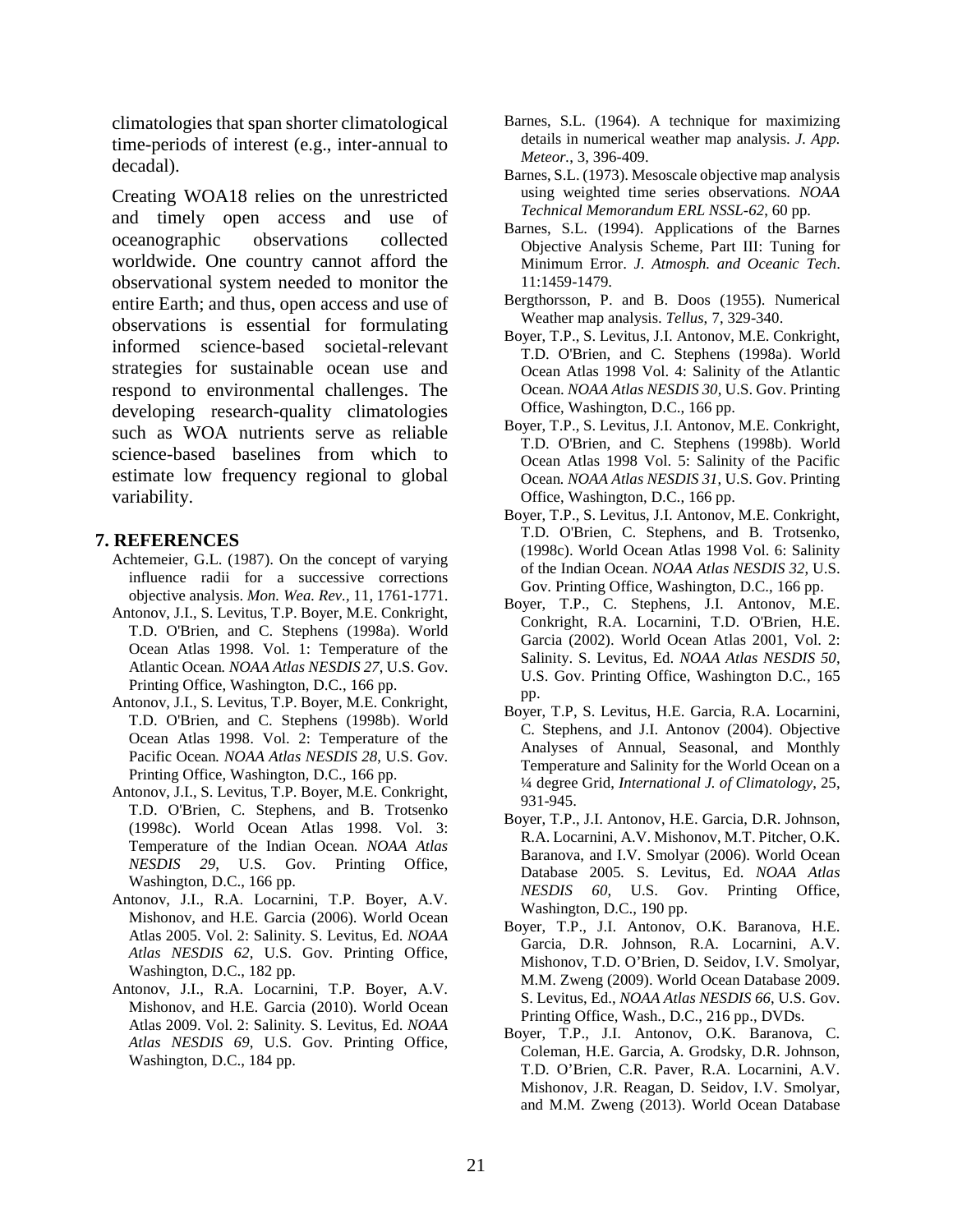climatologies that span shorter climatological time-periods of interest (e.g., inter-annual to decadal).

Creating WOA18 relies on the unrestricted and timely open access and use of oceanographic observations collected worldwide. One country cannot afford the observational system needed to monitor the entire Earth; and thus, open access and use of observations is essential for formulating informed science-based societal-relevant strategies for sustainable ocean use and respond to environmental challenges. The developing research-quality climatologies such as WOA nutrients serve as reliable science-based baselines from which to estimate low frequency regional to global variability.

## 7. REFERENCES

Achtemeier, G.L. (1987). On the concept of varying influence radii for a successive corrections objective analysis. *Mon. Wea. Rev.*, 11, 1761-1771.

Antonov, J.I., S. Levitus, T.P. Boyer, M.E. Conkright, T.D. O'Brien, and C. Stephens (1998a). World Ocean Atlas 1998. Vol. 1: Temperature of the Atlantic Ocean. *NOAA Atlas NESDIS 27*, U.S. Gov. Printing Office, Washington, D.C., 166 pp.

Antonov, J.I., S. Levitus, T.P. Boyer, M.E. Conkright, T.D. O'Brien, and C. Stephens (1998b). World Ocean Atlas 1998. Vol. 2: Temperature of the Pacific Ocean. *NOAA Atlas NESDIS 28*, U.S. Gov. Printing Office, Washington, D.C., 166 pp.

Antonov, J.I., S. Levitus, T.P. Boyer, M.E. Conkright, T.D. O'Brien, C. Stephens, and B. Trotsenko (1998c). World Ocean Atlas 1998. Vol. 3: Temperature of the Indian Ocean. *NOAA Atlas NESDIS 29*, U.S. Gov. Printing Office, Washington, D.C., 166 pp.

Antonov, J.I., R.A. Locarnini, T.P. Boyer, A.V. Mishonov, and H.E. Garcia (2006). World Ocean Atlas 2005. Vol. 2: Salinity. S. Levitus, Ed. *NOAA Atlas NESDIS 62*, U.S. Gov. Printing Office, Washington, D.C., 182 pp.

Antonov, J.I., R.A. Locarnini, T.P. Boyer, A.V. Mishonov, and H.E. Garcia (2010). World Ocean Atlas 2009. Vol. 2: Salinity. S. Levitus, Ed. *NOAA Atlas NESDIS 69*, U.S. Gov. Printing Office, Washington, D.C., 184 pp.

Barnes, S.L. (1964). A technique for maximizing details in numerical weather map analysis. *J. App. Meteor.*, 3, 396-409.

Barnes, S.L. (1973). Mesoscale objective map analysis using weighted time series observations. *NOAA Technical Memorandum ERL NSSL-62*, 60 pp.

Barnes, S.L. (1994). Applications of the Barnes Objective Analysis Scheme, Part III: Tuning for Minimum Error. *J. Atmosph. and Oceanic Tech*. 11:1459-1479.

Bergthorsson, P. and B. Doos (1955). Numerical Weather map analysis. *Tellus*, 7, 329-340.

Boyer, T.P., S. Levitus, J.I. Antonov, M.E. Conkright, T.D. O'Brien, and C. Stephens (1998a). World Ocean Atlas 1998 Vol. 4: Salinity of the Atlantic Ocean. *NOAA Atlas NESDIS 30*, U.S. Gov. Printing Office, Washington, D.C., 166 pp.

Boyer, T.P., S. Levitus, J.I. Antonov, M.E. Conkright, T.D. O'Brien, and C. Stephens (1998b). World Ocean Atlas 1998 Vol. 5: Salinity of the Pacific Ocean. *NOAA Atlas NESDIS 31*, U.S. Gov. Printing Office, Washington, D.C., 166 pp.

Boyer, T.P., S. Levitus, J.I. Antonov, M.E. Conkright, T.D. O'Brien, C. Stephens, and B. Trotsenko, (1998c). World Ocean Atlas 1998 Vol. 6: Salinity of the Indian Ocean. *NOAA Atlas NESDIS 32*, U.S. Gov. Printing Office, Washington, D.C., 166 pp.

Boyer, T.P., C. Stephens, J.I. Antonov, M.E. Conkright, R.A. Locarnini, T.D. O'Brien, H.E. Garcia (2002). World Ocean Atlas 2001, Vol. 2: Salinity. S. Levitus, Ed. *NOAA Atlas NESDIS 50*, U.S. Gov. Printing Office, Washington D.C., 165 pp.

Boyer, T.P, S. Levitus, H.E. Garcia, R.A. Locarnini, C. Stephens, and J.I. Antonov (2004). Objective Analyses of Annual, Seasonal, and Monthly Temperature and Salinity for the World Ocean on a ¼ degree Grid, *International J. of Climatology*, 25, 931-945.

Boyer, T.P., J.I. Antonov, H.E. Garcia, D.R. Johnson, R.A. Locarnini, A.V. Mishonov, M.T. Pitcher, O.K. Baranova, and I.V. Smolyar (2006). World Ocean Database 2005. S. Levitus, Ed. *NOAA Atlas NESDIS 60*, U.S. Gov. Printing Office, Washington, D.C., 190 pp.

Boyer, T.P., J.I. Antonov, O.K. Baranova, H.E. Garcia, D.R. Johnson, R.A. Locarnini, A.V. Mishonov, T.D. O'Brien, D. Seidov, I.V. Smolyar, M.M. Zweng (2009). World Ocean Database 2009. S. Levitus, Ed., *NOAA Atlas NESDIS 66*, U.S. Gov. Printing Office, Wash., D.C., 216 pp., DVDs.

Boyer, T.P., J.I. Antonov, O.K. Baranova, C. Coleman, H.E. Garcia, A. Grodsky, D.R. Johnson, T.D. O'Brien, C.R. Paver, R.A. Locarnini, A.V. Mishonov, J.R. Reagan, D. Seidov, I.V. Smolyar, and M.M. Zweng (2013). World Ocean Database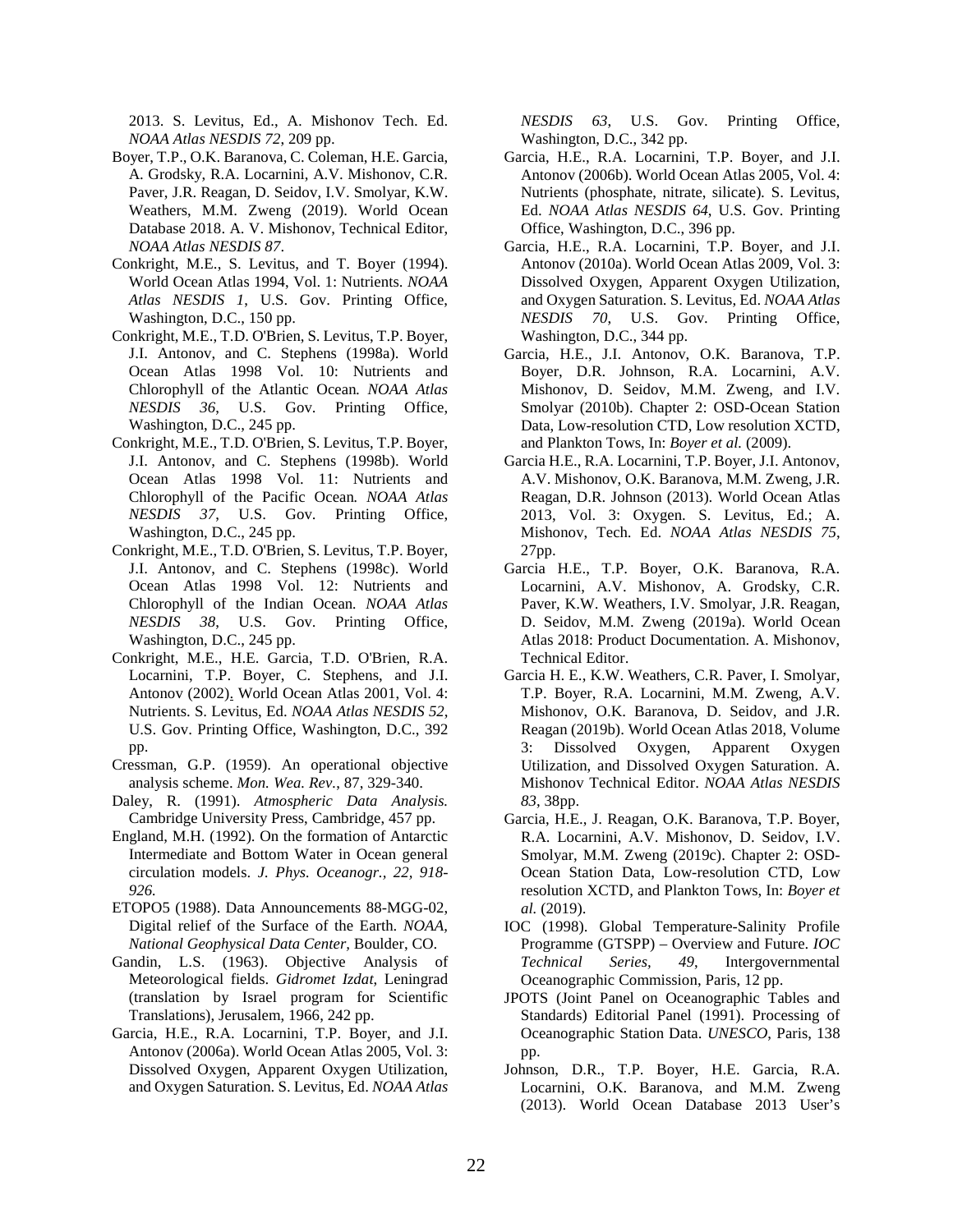2013. S. Levitus, Ed., A. Mishonov Tech. Ed. *NOAA Atlas NESDIS 72*, 209 pp.

Boyer, T.P., O.K. Baranova, C. Coleman, H.E. Garcia, A. Grodsky, R.A. Locarnini, A.V. Mishonov, C.R. Paver, J.R. Reagan, D. Seidov, I.V. Smolyar, K.W. Weathers, M.M. Zweng (2019). World Ocean Database 2018. A. V. Mishonov, Technical Editor, *NOAA Atlas NESDIS 87*.

Conkright, M.E., S. Levitus, and T. Boyer (1994). World Ocean Atlas 1994, Vol. 1: Nutrients. *NOAA Atlas NESDIS 1*, U.S. Gov. Printing Office, Washington, D.C., 150 pp.

Conkright, M.E., T.D. O'Brien, S. Levitus, T.P. Boyer, J.I. Antonov, and C. Stephens (1998a). World Ocean Atlas 1998 Vol. 10: Nutrients and Chlorophyll of the Atlantic Ocean. *NOAA Atlas NESDIS 36*, U.S. Gov. Printing Office, Washington, D.C., 245 pp.

Conkright, M.E., T.D. O'Brien, S. Levitus, T.P. Boyer, J.I. Antonov, and C. Stephens (1998b). World Ocean Atlas 1998 Vol. 11: Nutrients and Chlorophyll of the Pacific Ocean. *NOAA Atlas NESDIS 37*, U.S. Gov. Printing Office, Washington, D.C., 245 pp.

Conkright, M.E., T.D. O'Brien, S. Levitus, T.P. Boyer, J.I. Antonov, and C. Stephens (1998c). World Ocean Atlas 1998 Vol. 12: Nutrients and Chlorophyll of the Indian Ocean. *NOAA Atlas NESDIS 38*, U.S. Gov. Printing Office, Washington, D.C., 245 pp.

Conkright, M.E., H.E. Garcia, T.D. O'Brien, R.A. Locarnini, T.P. Boyer, C. Stephens, and J.I. Antonov (2002). World Ocean Atlas 2001, Vol. 4: Nutrients. S. Levitus, Ed. *NOAA Atlas NESDIS 52*, U.S. Gov. Printing Office, Washington, D.C., 392 pp.

Cressman, G.P. (1959). An operational objective analysis scheme. *Mon. Wea. Rev.*, 87, 329-340.

Daley, R. (1991). *Atmospheric Data Analysis.* Cambridge University Press, Cambridge, 457 pp.

England, M.H. (1992). On the formation of Antarctic Intermediate and Bottom Water in Ocean general circulation models. *J. Phys. Oceanogr., 22, 918-926.*

ETOPO5 (1988). Data Announcements 88-MGG-02, Digital relief of the Surface of the Earth. *NOAA, National Geophysical Data Center*, Boulder, CO.

Gandin, L.S. (1963). Objective Analysis of Meteorological fields. *Gidromet Izdat*, Leningrad (translation by Israel program for Scientific Translations), Jerusalem, 1966, 242 pp.

Garcia, H.E., R.A. Locarnini, T.P. Boyer, and J.I. Antonov (2006a). World Ocean Atlas 2005, Vol. 3: Dissolved Oxygen, Apparent Oxygen Utilization, and Oxygen Saturation. S. Levitus, Ed. *NOAA Atlas NESDIS 63*, U.S. Gov. Printing Office, Washington, D.C., 342 pp.

Garcia, H.E., R.A. Locarnini, T.P. Boyer, and J.I. Antonov (2006b). World Ocean Atlas 2005, Vol. 4: Nutrients (phosphate, nitrate, silicate). S. Levitus, Ed. *NOAA Atlas NESDIS 64*, U.S. Gov. Printing Office, Washington, D.C., 396 pp.

Garcia, H.E., R.A. Locarnini, T.P. Boyer, and J.I. Antonov (2010a). World Ocean Atlas 2009, Vol. 3: Dissolved Oxygen, Apparent Oxygen Utilization, and Oxygen Saturation. S. Levitus, Ed. *NOAA Atlas NESDIS 70*, U.S. Gov. Printing Office, Washington, D.C., 344 pp.

Garcia, H.E., J.I. Antonov, O.K. Baranova, T.P. Boyer, D.R. Johnson, R.A. Locarnini, A.V. Mishonov, D. Seidov, M.M. Zweng, and I.V. Smolyar (2010b). Chapter 2: OSD-Ocean Station Data, Low-resolution CTD, Low resolution XCTD, and Plankton Tows, In: *Boyer et al.* (2009).

Garcia H.E., R.A. Locarnini, T.P. Boyer, J.I. Antonov, A.V. Mishonov, O.K. Baranova, M.M. Zweng, J.R. Reagan, D.R. Johnson (2013). World Ocean Atlas 2013, Vol. 3: Oxygen. S. Levitus, Ed.; A. Mishonov, Tech. Ed. *NOAA Atlas NESDIS 75*, 27pp.

Garcia H.E., T.P. Boyer, O.K. Baranova, R.A. Locarnini, A.V. Mishonov, A. Grodsky, C.R. Paver, K.W. Weathers, I.V. Smolyar, J.R. Reagan, D. Seidov, M.M. Zweng (2019a). World Ocean Atlas 2018: Product Documentation. A. Mishonov, Technical Editor.

Garcia H. E., K.W. Weathers, C.R. Paver, I. Smolyar, T.P. Boyer, R.A. Locarnini, M.M. Zweng, A.V. Mishonov, O.K. Baranova, D. Seidov, and J.R. Reagan (2019b). World Ocean Atlas 2018, Volume 3: Dissolved Oxygen, Apparent Oxygen Utilization, and Dissolved Oxygen Saturation. A. Mishonov Technical Editor. *NOAA Atlas NESDIS 83*, 38pp.

Garcia, H.E., J. Reagan, O.K. Baranova, T.P. Boyer, R.A. Locarnini, A.V. Mishonov, D. Seidov, I.V. Smolyar, M.M. Zweng (2019c). Chapter 2: OSD-Ocean Station Data, Low-resolution CTD, Low resolution XCTD, and Plankton Tows, In: *Boyer et al.* (2019).

IOC (1998). Global Temperature-Salinity Profile Programme (GTSPP) – Overview and Future. *IOC Technical Series, 49*, Intergovernmental Oceanographic Commission, Paris, 12 pp.

JPOTS (Joint Panel on Oceanographic Tables and Standards) Editorial Panel (1991). Processing of Oceanographic Station Data. *UNESCO*, Paris, 138 pp.

Johnson, D.R., T.P. Boyer, H.E. Garcia, R.A. Locarnini, O.K. Baranova, and M.M. Zweng (2013). World Ocean Database 2013 User's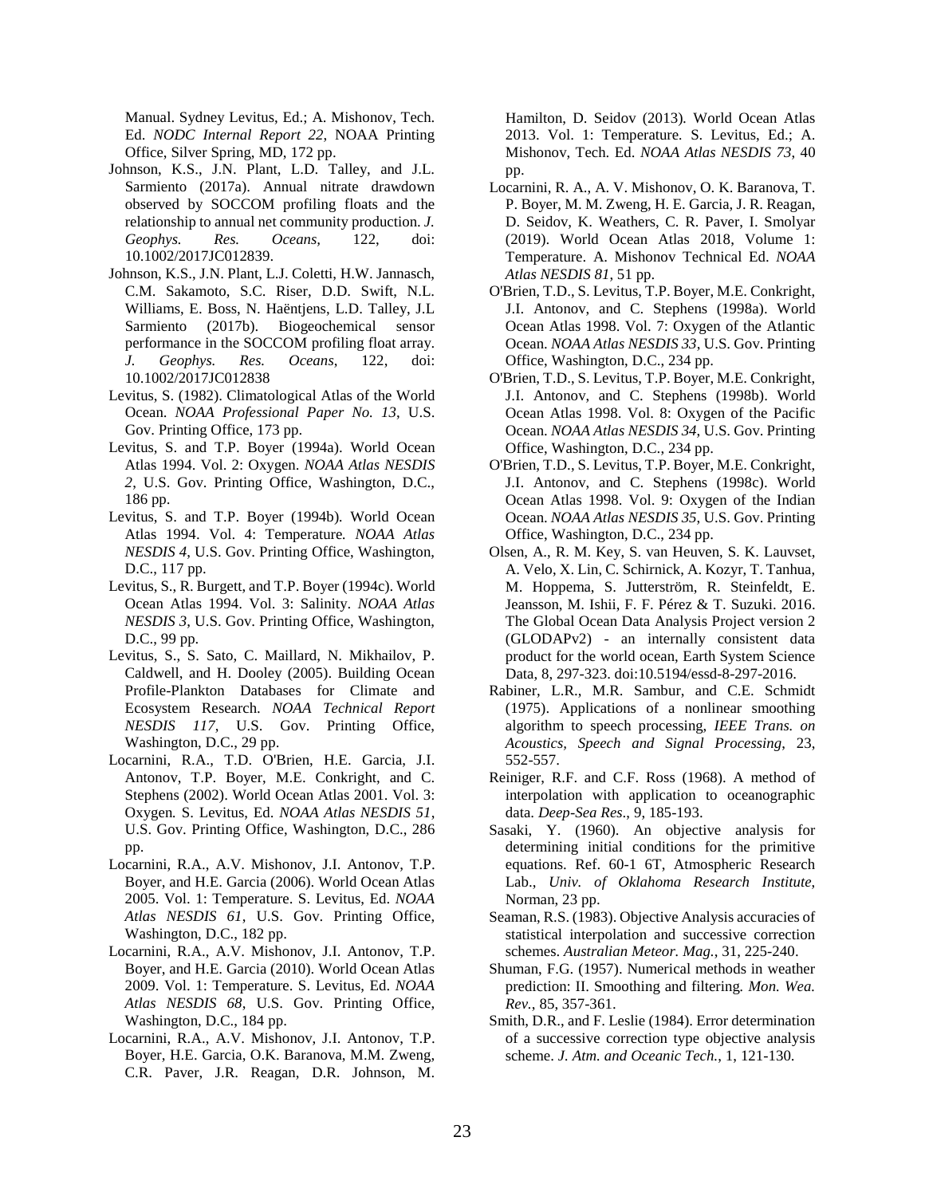Manual. Sydney Levitus, Ed.; A. Mishonov, Tech. Ed. *NODC Internal Report 22*, NOAA Printing Office, Silver Spring, MD, 172 pp.

Johnson, K.S., J.N. Plant, L.D. Talley, and J.L. Sarmiento (2017a). Annual nitrate drawdown observed by SOCCOM profiling floats and the relationship to annual net community production. *J. Geophys. Res. Oceans*, 122, doi: 10.1002/2017JC012839.

Johnson, K.S., J.N. Plant, L.J. Coletti, H.W. Jannasch, C.M. Sakamoto, S.C. Riser, D.D. Swift, N.L. Williams, E. Boss, N. Haëntjens, L.D. Talley, J.L Sarmiento (2017b). Biogeochemical sensor performance in the SOCCOM profiling float array. *J. Geophys. Res. Oceans*, 122, doi: 10.1002/2017JC012838

Levitus, S. (1982). Climatological Atlas of the World Ocean. *NOAA Professional Paper No. 13*, U.S. Gov. Printing Office, 173 pp.

Levitus, S. and T.P. Boyer (1994a). World Ocean Atlas 1994. Vol. 2: Oxygen. *NOAA Atlas NESDIS 2*, U.S. Gov. Printing Office, Washington, D.C., 186 pp.

Levitus, S. and T.P. Boyer (1994b). World Ocean Atlas 1994. Vol. 4: Temperature. *NOAA Atlas NESDIS 4*, U.S. Gov. Printing Office, Washington, D.C., 117 pp.

Levitus, S., R. Burgett, and T.P. Boyer (1994c). World Ocean Atlas 1994. Vol. 3: Salinity. *NOAA Atlas NESDIS 3*, U.S. Gov. Printing Office, Washington, D.C., 99 pp.

Levitus, S., S. Sato, C. Maillard, N. Mikhailov, P. Caldwell, and H. Dooley (2005). Building Ocean Profile-Plankton Databases for Climate and Ecosystem Research. *NOAA Technical Report NESDIS 117*, U.S. Gov. Printing Office, Washington, D.C., 29 pp.

Locarnini, R.A., T.D. O'Brien, H.E. Garcia, J.I. Antonov, T.P. Boyer, M.E. Conkright, and C. Stephens (2002). World Ocean Atlas 2001. Vol. 3: Oxygen. S. Levitus, Ed. *NOAA Atlas NESDIS 51*, U.S. Gov. Printing Office, Washington, D.C., 286 pp.

Locarnini, R.A., A.V. Mishonov, J.I. Antonov, T.P. Boyer, and H.E. Garcia (2006). World Ocean Atlas 2005. Vol. 1: Temperature. S. Levitus, Ed. *NOAA Atlas NESDIS 61*, U.S. Gov. Printing Office, Washington, D.C., 182 pp.

Locarnini, R.A., A.V. Mishonov, J.I. Antonov, T.P. Boyer, and H.E. Garcia (2010). World Ocean Atlas 2009. Vol. 1: Temperature. S. Levitus, Ed. *NOAA Atlas NESDIS 68*, U.S. Gov. Printing Office, Washington, D.C., 184 pp.

Locarnini, R.A., A.V. Mishonov, J.I. Antonov, T.P. Boyer, H.E. Garcia, O.K. Baranova, M.M. Zweng, C.R. Paver, J.R. Reagan, D.R. Johnson, M. Hamilton, D. Seidov (2013). World Ocean Atlas 2013. Vol. 1: Temperature. S. Levitus, Ed.; A. Mishonov, Tech. Ed. *NOAA Atlas NESDIS 73*, 40 pp.

Locarnini, R. A., A. V. Mishonov, O. K. Baranova, T. P. Boyer, M. M. Zweng, H. E. Garcia, J. R. Reagan, D. Seidov, K. Weathers, C. R. Paver, I. Smolyar (2019). World Ocean Atlas 2018, Volume 1: Temperature. A. Mishonov Technical Ed. *NOAA Atlas NESDIS 81*, 51 pp.

O'Brien, T.D., S. Levitus, T.P. Boyer, M.E. Conkright, J.I. Antonov, and C. Stephens (1998a). World Ocean Atlas 1998. Vol. 7: Oxygen of the Atlantic Ocean. *NOAA Atlas NESDIS 33*, U.S. Gov. Printing Office, Washington, D.C., 234 pp.

O'Brien, T.D., S. Levitus, T.P. Boyer, M.E. Conkright, J.I. Antonov, and C. Stephens (1998b). World Ocean Atlas 1998. Vol. 8: Oxygen of the Pacific Ocean. *NOAA Atlas NESDIS 34*, U.S. Gov. Printing Office, Washington, D.C., 234 pp.

O'Brien, T.D., S. Levitus, T.P. Boyer, M.E. Conkright, J.I. Antonov, and C. Stephens (1998c). World Ocean Atlas 1998. Vol. 9: Oxygen of the Indian Ocean. *NOAA Atlas NESDIS 35*, U.S. Gov. Printing Office, Washington, D.C., 234 pp.

Olsen, A., R. M. Key, S. van Heuven, S. K. Lauvset, A. Velo, X. Lin, C. Schirnick, A. Kozyr, T. Tanhua, M. Hoppema, S. Jutterström, R. Steinfeldt, E. Jeansson, M. Ishii, F. F. Pérez & T. Suzuki. 2016. The Global Ocean Data Analysis Project version 2 (GLODAPv2) - an internally consistent data product for the world ocean, Earth System Science Data, 8, 297-323. doi:10.5194/essd-8-297-2016.

Rabiner, L.R., M.R. Sambur, and C.E. Schmidt (1975). Applications of a nonlinear smoothing algorithm to speech processing, *IEEE Trans. on Acoustics, Speech and Signal Processing*, 23, 552-557.

Reiniger, R.F. and C.F. Ross (1968). A method of interpolation with application to oceanographic data. *Deep-Sea Res*., 9, 185-193.

Sasaki, Y. (1960). An objective analysis for determining initial conditions for the primitive equations. Ref. 60-1 6T, Atmospheric Research Lab., *Univ. of Oklahoma Research Institute*, Norman, 23 pp.

Seaman, R.S. (1983). Objective Analysis accuracies of statistical interpolation and successive correction schemes. *Australian Meteor. Mag.*, 31, 225-240.

Shuman, F.G. (1957). Numerical methods in weather prediction: II. Smoothing and filtering. *Mon. Wea. Rev.*, 85, 357-361.

Smith, D.R., and F. Leslie (1984). Error determination of a successive correction type objective analysis scheme. *J. Atm. and Oceanic Tech.*, 1, 121-130.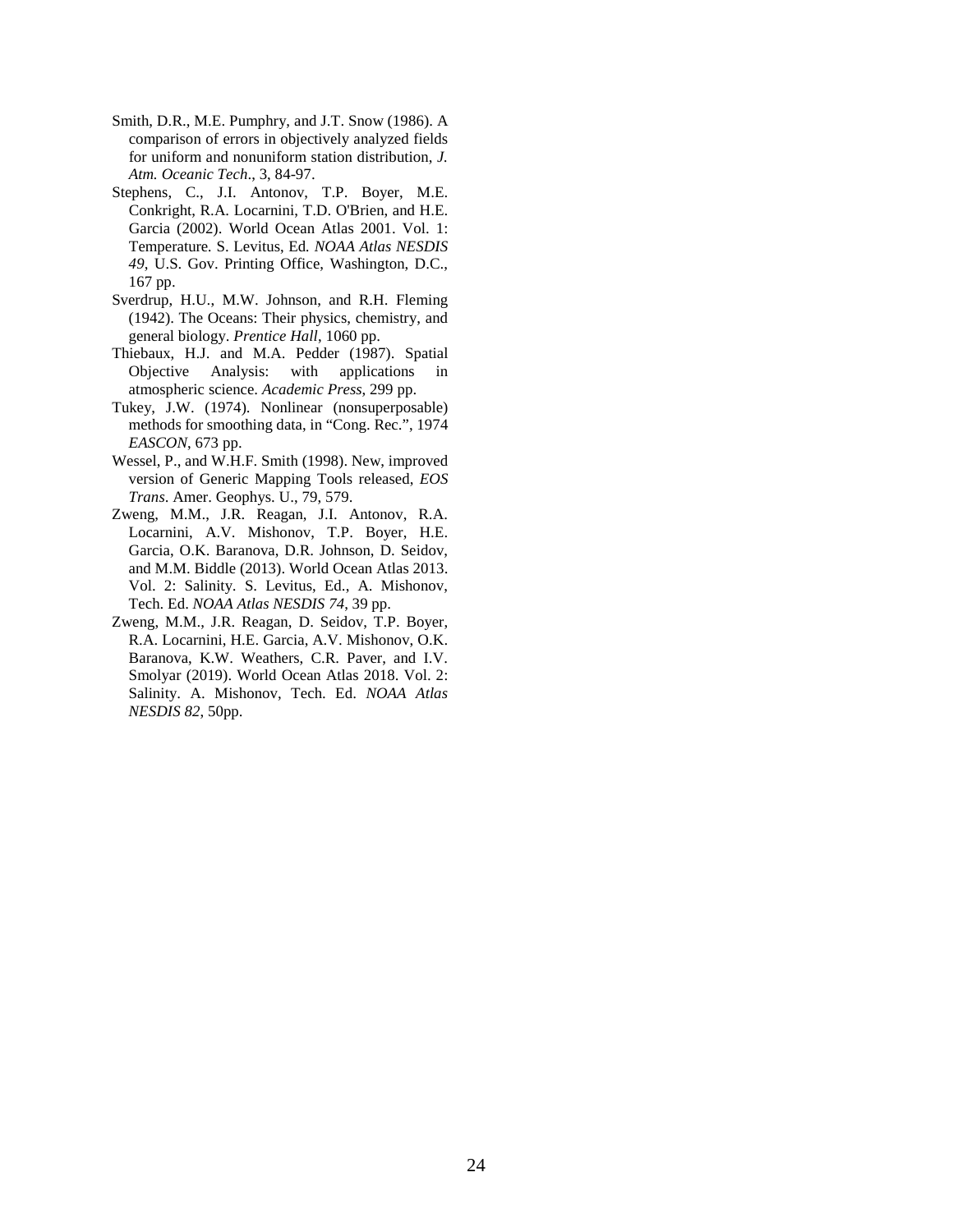Smith, D.R., M.E. Pumphry, and J.T. Snow (1986). A comparison of errors in objectively analyzed fields for uniform and nonuniform station distribution, *J. Atm. Oceanic Tech*., 3, 84-97.

Stephens, C., J.I. Antonov, T.P. Boyer, M.E. Conkright, R.A. Locarnini, T.D. O'Brien, and H.E. Garcia (2002). World Ocean Atlas 2001. Vol. 1: Temperature. S. Levitus, Ed. *NOAA Atlas NESDIS 49*, U.S. Gov. Printing Office, Washington, D.C., 167 pp.

Sverdrup, H.U., M.W. Johnson, and R.H. Fleming (1942). The Oceans: Their physics, chemistry, and general biology. *Prentice Hall*, 1060 pp.

Thiebaux, H.J. and M.A. Pedder (1987). Spatial Objective Analysis: with applications in atmospheric science. *Academic Press*, 299 pp.

Tukey, J.W. (1974). Nonlinear (nonsuperposable) methods for smoothing data, in "Cong. Rec.", 1974 *EASCON*, 673 pp.

Wessel, P., and W.H.F. Smith (1998). New, improved version of Generic Mapping Tools released, *EOS Trans*. Amer. Geophys. U., 79, 579.

Zweng, M.M., J.R. Reagan, J.I. Antonov, R.A. Locarnini, A.V. Mishonov, T.P. Boyer, H.E. Garcia, O.K. Baranova, D.R. Johnson, D. Seidov, and M.M. Biddle (2013). World Ocean Atlas 2013. Vol. 2: Salinity. S. Levitus, Ed., A. Mishonov, Tech. Ed. *NOAA Atlas NESDIS 74*, 39 pp.

Zweng, M.M., J.R. Reagan, D. Seidov, T.P. Boyer, R.A. Locarnini, H.E. Garcia, A.V. Mishonov, O.K. Baranova, K.W. Weathers, C.R. Paver, and I.V. Smolyar (2019). World Ocean Atlas 2018. Vol. 2: Salinity. A. Mishonov, Tech. Ed. *NOAA Atlas NESDIS 82*, 50pp.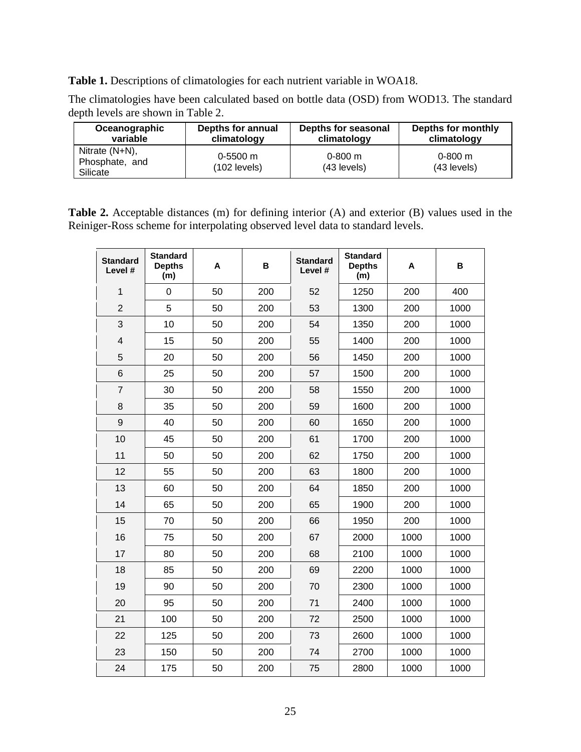**Table 1.** Descriptions of climatologies for each nutrient variable in WOA18.

The climatologies have been calculated based on bottle data (OSD) from WOD13. The standard depth levels are shown in Table 2.

| Oceanographic variable | Depths for annual climatology | Depths for seasonal climatology | Depths for monthly climatology |
|---|---|---|---|
| Nitrate (N+N), Phosphate, and Silicate | 0-5500 m (102 levels) | 0-800 m (43 levels) | 0-800 m (43 levels) |

**Table 2.** Acceptable distances (m) for defining interior (A) and exterior (B) values used in the Reiniger-Ross scheme for interpolating observed level data to standard levels.

| Standard Level # | Standard Depths (m) | A | B | Standard Level # | Standard Depths (m) | A | B |
|---|---|---|---|---|---|---|---|
| 1 | 0 | 50 | 200 | 52 | 1250 | 200 | 400 |
| 2 | 5 | 50 | 200 | 53 | 1300 | 200 | 1000 |
| 3 | 10 | 50 | 200 | 54 | 1350 | 200 | 1000 |
| 4 | 15 | 50 | 200 | 55 | 1400 | 200 | 1000 |
| 5 | 20 | 50 | 200 | 56 | 1450 | 200 | 1000 |
| 6 | 25 | 50 | 200 | 57 | 1500 | 200 | 1000 |
| 7 | 30 | 50 | 200 | 58 | 1550 | 200 | 1000 |
| 8 | 35 | 50 | 200 | 59 | 1600 | 200 | 1000 |
| 9 | 40 | 50 | 200 | 60 | 1650 | 200 | 1000 |
| 10 | 45 | 50 | 200 | 61 | 1700 | 200 | 1000 |
| 11 | 50 | 50 | 200 | 62 | 1750 | 200 | 1000 |
| 12 | 55 | 50 | 200 | 63 | 1800 | 200 | 1000 |
| 13 | 60 | 50 | 200 | 64 | 1850 | 200 | 1000 |
| 14 | 65 | 50 | 200 | 65 | 1900 | 200 | 1000 |
| 15 | 70 | 50 | 200 | 66 | 1950 | 200 | 1000 |
| 16 | 75 | 50 | 200 | 67 | 2000 | 1000 | 1000 |
| 17 | 80 | 50 | 200 | 68 | 2100 | 1000 | 1000 |
| 18 | 85 | 50 | 200 | 69 | 2200 | 1000 | 1000 |
| 19 | 90 | 50 | 200 | 70 | 2300 | 1000 | 1000 |
| 20 | 95 | 50 | 200 | 71 | 2400 | 1000 | 1000 |
| 21 | 100 | 50 | 200 | 72 | 2500 | 1000 | 1000 |
| 22 | 125 | 50 | 200 | 73 | 2600 | 1000 | 1000 |
| 23 | 150 | 50 | 200 | 74 | 2700 | 1000 | 1000 |
| 24 | 175 | 50 | 200 | 75 | 2800 | 1000 | 1000 |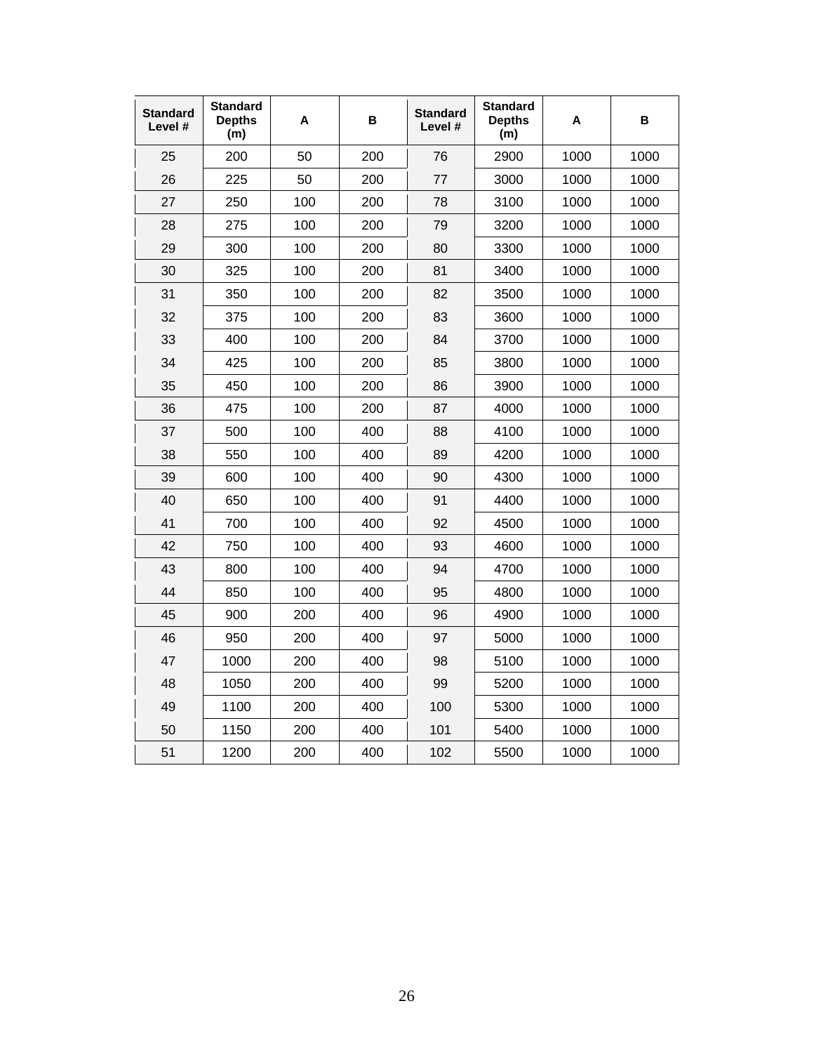| Standard Level # | Standard Depths (m) | A | B | Standard Level # | Standard Depths (m) | A | B |
|---|---|---|---|---|---|---|---|
| 25 | 200 | 50 | 200 | 76 | 2900 | 1000 | 1000 |
| 26 | 225 | 50 | 200 | 77 | 3000 | 1000 | 1000 |
| 27 | 250 | 100 | 200 | 78 | 3100 | 1000 | 1000 |
| 28 | 275 | 100 | 200 | 79 | 3200 | 1000 | 1000 |
| 29 | 300 | 100 | 200 | 80 | 3300 | 1000 | 1000 |
| 30 | 325 | 100 | 200 | 81 | 3400 | 1000 | 1000 |
| 31 | 350 | 100 | 200 | 82 | 3500 | 1000 | 1000 |
| 32 | 375 | 100 | 200 | 83 | 3600 | 1000 | 1000 |
| 33 | 400 | 100 | 200 | 84 | 3700 | 1000 | 1000 |
| 34 | 425 | 100 | 200 | 85 | 3800 | 1000 | 1000 |
| 35 | 450 | 100 | 200 | 86 | 3900 | 1000 | 1000 |
| 36 | 475 | 100 | 200 | 87 | 4000 | 1000 | 1000 |
| 37 | 500 | 100 | 400 | 88 | 4100 | 1000 | 1000 |
| 38 | 550 | 100 | 400 | 89 | 4200 | 1000 | 1000 |
| 39 | 600 | 100 | 400 | 90 | 4300 | 1000 | 1000 |
| 40 | 650 | 100 | 400 | 91 | 4400 | 1000 | 1000 |
| 41 | 700 | 100 | 400 | 92 | 4500 | 1000 | 1000 |
| 42 | 750 | 100 | 400 | 93 | 4600 | 1000 | 1000 |
| 43 | 800 | 100 | 400 | 94 | 4700 | 1000 | 1000 |
| 44 | 850 | 100 | 400 | 95 | 4800 | 1000 | 1000 |
| 45 | 900 | 200 | 400 | 96 | 4900 | 1000 | 1000 |
| 46 | 950 | 200 | 400 | 97 | 5000 | 1000 | 1000 |
| 47 | 1000 | 200 | 400 | 98 | 5100 | 1000 | 1000 |
| 48 | 1050 | 200 | 400 | 99 | 5200 | 1000 | 1000 |
| 49 | 1100 | 200 | 400 | 100 | 5300 | 1000 | 1000 |
| 50 | 1150 | 200 | 400 | 101 | 5400 | 1000 | 1000 |
| 51 | 1200 | 200 | 400 | 102 | 5500 | 1000 | 1000 |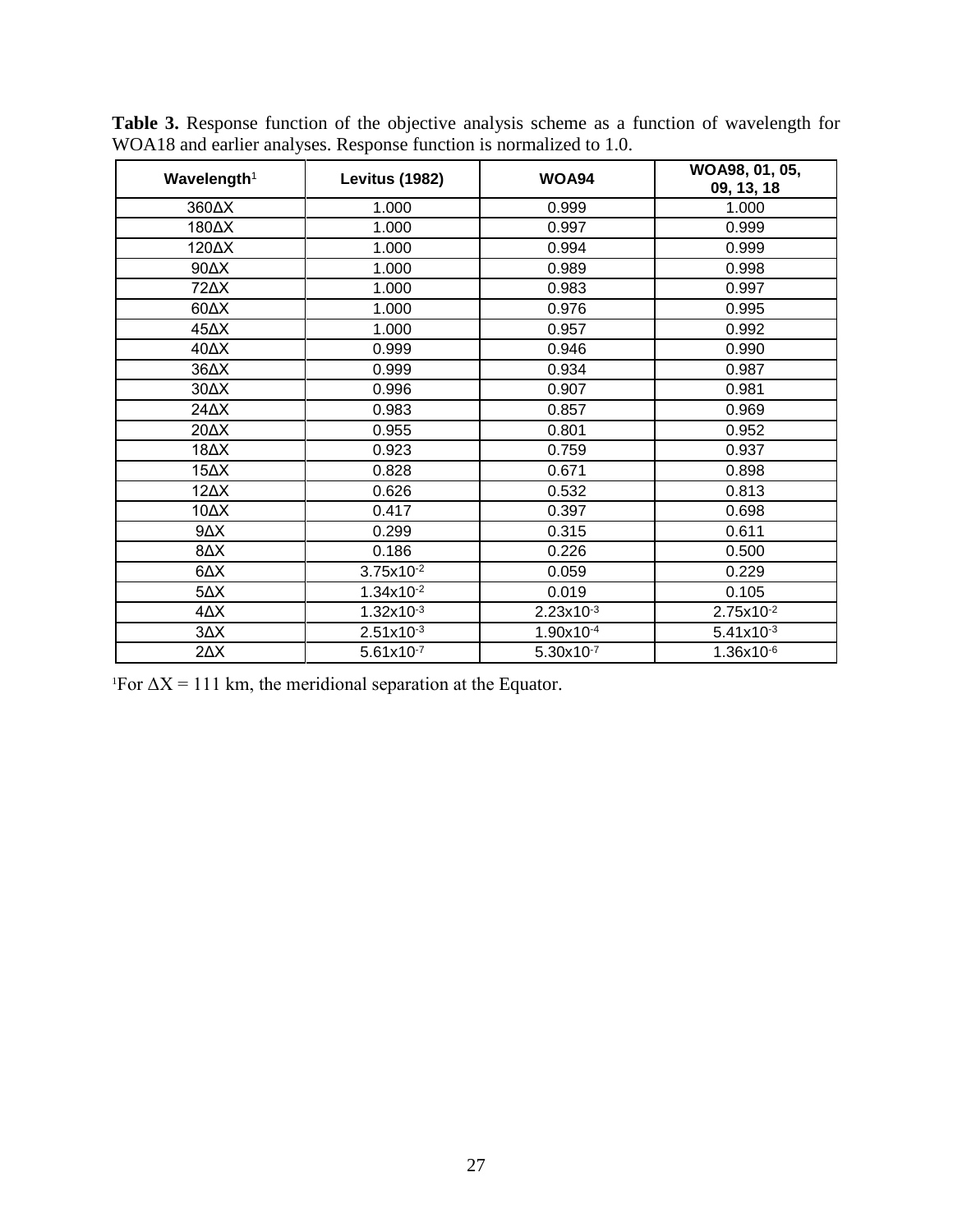**Table 3.** Response function of the objective analysis scheme as a function of wavelength for WOA18 and earlier analyses. Response function is normalized to 1.0.

| Wavelength[1] | Levitus (1982) | WOA94 | WOA98, 01, 05, 09, 13, 18 |
|---|---|---|---|
| 360ΔX | 1.000 | 0.999 | 1.000 |
| 180ΔX | 1.000 | 0.997 | 0.999 |
| 120ΔX | 1.000 | 0.994 | 0.999 |
| 90ΔX | 1.000 | 0.989 | 0.998 |
| 72ΔX | 1.000 | 0.983 | 0.997 |
| 60ΔX | 1.000 | 0.976 | 0.995 |
| 45ΔX | 1.000 | 0.957 | 0.992 |
| 40ΔX | 0.999 | 0.946 | 0.990 |
| 36ΔX | 0.999 | 0.934 | 0.987 |
| 30ΔX | 0.996 | 0.907 | 0.981 |
| 24ΔX | 0.983 | 0.857 | 0.969 |
| 20ΔX | 0.955 | 0.801 | 0.952 |
| 18ΔX | 0.923 | 0.759 | 0.937 |
| 15ΔX | 0.828 | 0.671 | 0.898 |
| 12ΔX | 0.626 | 0.532 | 0.813 |
| 10ΔX | 0.417 | 0.397 | 0.698 |
| 9ΔX | 0.299 | 0.315 | 0.611 |
| 8ΔX | 0.186 | 0.226 | 0.500 |
| 6ΔX | $3.75 \times 10^{-2}$ | 0.059 | 0.229 |
| 5ΔX | $1.34 \times 10^{-2}$ | 0.019 | 0.105 |
| 4ΔX | $1.32 \times 10^{-3}$ | $2.23 \times 10^{-3}$ | $2.75 \times 10^{-2}$ |
| 3ΔX | $2.51 \times 10^{-3}$ | $1.90 \times 10^{-4}$ | $5.41 \times 10^{-3}$ |
| 2ΔX | $5.61 \times 10^{-7}$ | $5.30 \times 10^{-7}$ | $1.36 \times 10^{-6}$ |

[1]For ΔX = 111 km, the meridional separation at the Equator.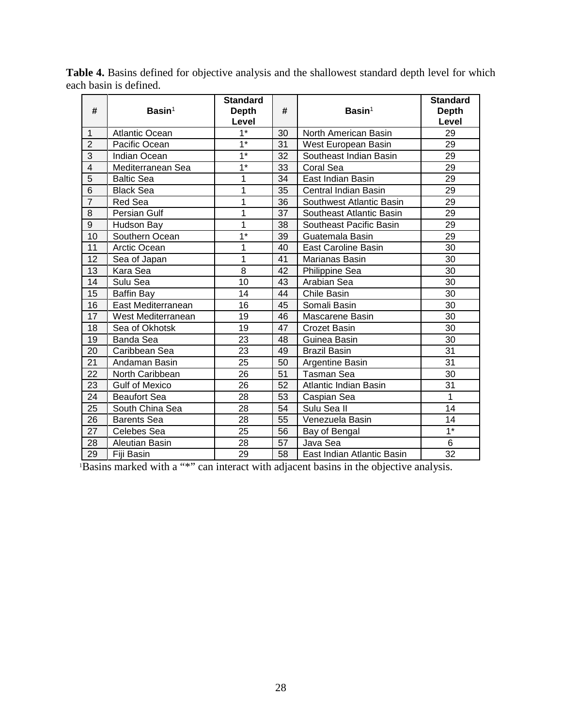**Table 4.** Basins defined for objective analysis and the shallowest standard depth level for which each basin is defined.

| # | Basin[1] | Standard Depth Level | # | Basin[1] | Standard Depth Level |
|---|---|---|---|---|---|
| 1 | Atlantic Ocean | 1* | 30 | North American Basin | 29 |
| 2 | Pacific Ocean | 1* | 31 | West European Basin | 29 |
| 3 | Indian Ocean | 1* | 32 | Southeast Indian Basin | 29 |
| 4 | Mediterranean Sea | 1* | 33 | Coral Sea | 29 |
| 5 | Baltic Sea | 1 | 34 | East Indian Basin | 29 |
| 6 | Black Sea | 1 | 35 | Central Indian Basin | 29 |
| 7 | Red Sea | 1 | 36 | Southwest Atlantic Basin | 29 |
| 8 | Persian Gulf | 1 | 37 | Southeast Atlantic Basin | 29 |
| 9 | Hudson Bay | 1 | 38 | Southeast Pacific Basin | 29 |
| 10 | Southern Ocean | 1* | 39 | Guatemala Basin | 29 |
| 11 | Arctic Ocean | 1 | 40 | East Caroline Basin | 30 |
| 12 | Sea of Japan | 1 | 41 | Marianas Basin | 30 |
| 13 | Kara Sea | 8 | 42 | Philippine Sea | 30 |
| 14 | Sulu Sea | 10 | 43 | Arabian Sea | 30 |
| 15 | Baffin Bay | 14 | 44 | Chile Basin | 30 |
| 16 | East Mediterranean | 16 | 45 | Somali Basin | 30 |
| 17 | West Mediterranean | 19 | 46 | Mascarene Basin | 30 |
| 18 | Sea of Okhotsk | 19 | 47 | Crozet Basin | 30 |
| 19 | Banda Sea | 23 | 48 | Guinea Basin | 30 |
| 20 | Caribbean Sea | 23 | 49 | Brazil Basin | 31 |
| 21 | Andaman Basin | 25 | 50 | Argentine Basin | 31 |
| 22 | North Caribbean | 26 | 51 | Tasman Sea | 30 |
| 23 | Gulf of Mexico | 26 | 52 | Atlantic Indian Basin | 31 |
| 24 | Beaufort Sea | 28 | 53 | Caspian Sea | 1 |
| 25 | South China Sea | 28 | 54 | Sulu Sea II | 14 |
| 26 | Barents Sea | 28 | 55 | Venezuela Basin | 14 |
| 27 | Celebes Sea | 25 | 56 | Bay of Bengal | 1* |
| 28 | Aleutian Basin | 28 | 57 | Java Sea | 6 |
| 29 | Fiji Basin | 29 | 58 | East Indian Atlantic Basin | 32 |

[1]Basins marked with a "*" can interact with adjacent basins in the objective analysis.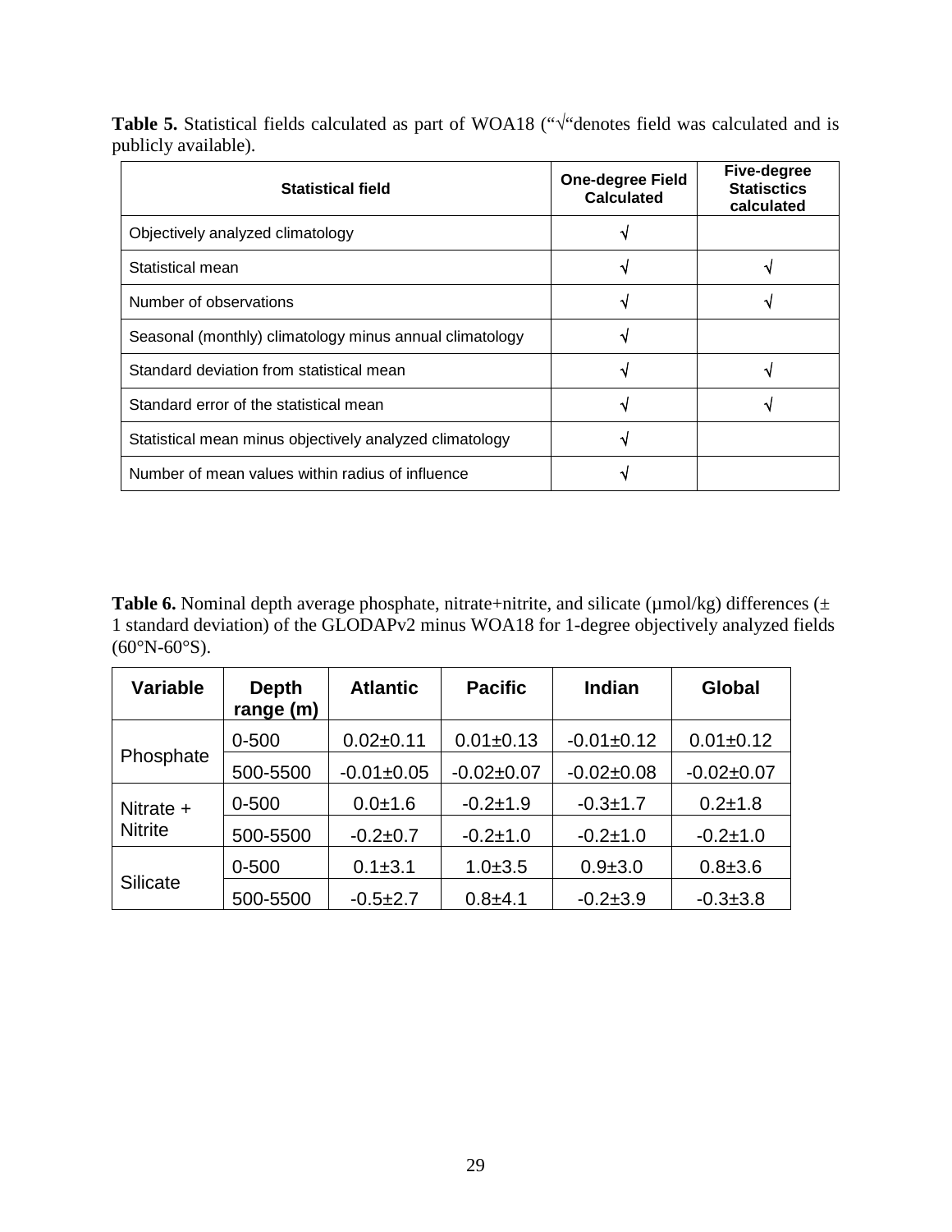**Table 5.** Statistical fields calculated as part of WOA18 ("√"denotes field was calculated and is publicly available).

| Statistical field | One-degree Field Calculated | Five-degree Statisctics calculated |
|---|---|---|
| Objectively analyzed climatology | √ | |
| Statistical mean | √ | √ |
| Number of observations | √ | √ |
| Seasonal (monthly) climatology minus annual climatology | √ | |
| Standard deviation from statistical mean | √ | √ |
| Standard error of the statistical mean | √ | √ |
| Statistical mean minus objectively analyzed climatology | √ | |
| Number of mean values within radius of influence | √ | |

**Table 6.** Nominal depth average phosphate, nitrate+nitrite, and silicate (µmol/kg) differences (± 1 standard deviation) of the GLODAPv2 minus WOA18 for 1-degree objectively analyzed fields (60°N-60°S).

| Variable | Depth range (m) | Atlantic | Pacific | Indian | Global |
|---|---|---|---|---|---|
| Phosphate | 0-500 | 0.02±0.11 | 0.01±0.13 | -0.01±0.12 | 0.01±0.12 |
| | 500-5500 | -0.01±0.05 | -0.02±0.07 | -0.02±0.08 | -0.02±0.07 |
| Nitrate + Nitrite | 0-500 | 0.0±1.6 | -0.2±1.9 | -0.3±1.7 | 0.2±1.8 |
| | 500-5500 | -0.2±0.7 | -0.2±1.0 | -0.2±1.0 | -0.2±1.0 |
| Silicate | 0-500 | 0.1±3.1 | 1.0±3.5 | 0.9±3.0 | 0.8±3.6 |
| | 500-5500 | -0.5±2.7 | 0.8±4.1 | -0.2±3.9 | -0.3±3.8 |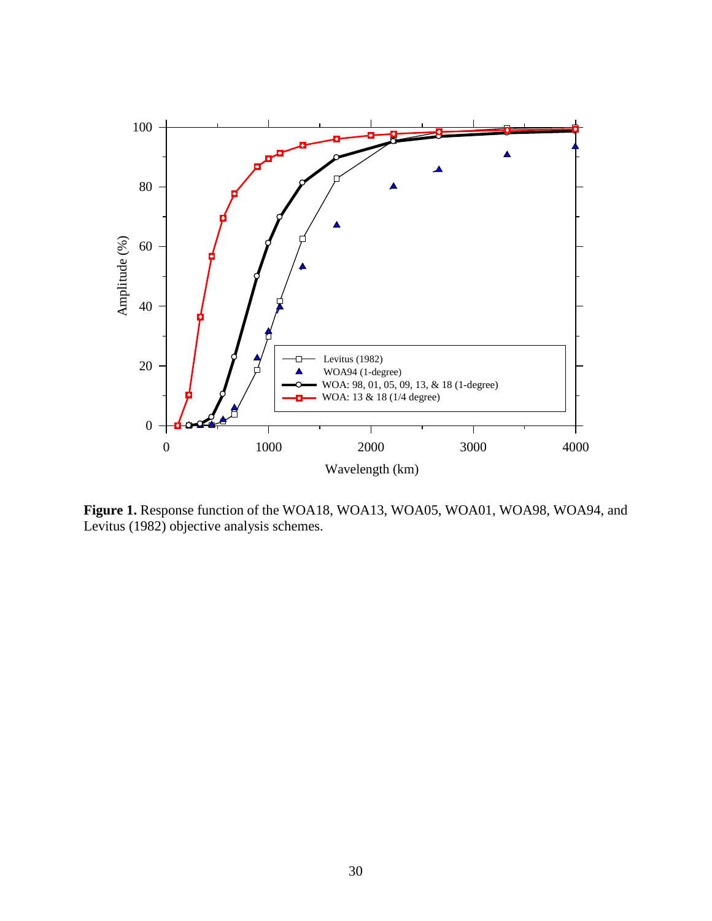**Figure 1.** Response function of the WOA18, WOA13, WOA05, WOA01, WOA98, WOA94, and Levitus (1982) objective analysis schemes.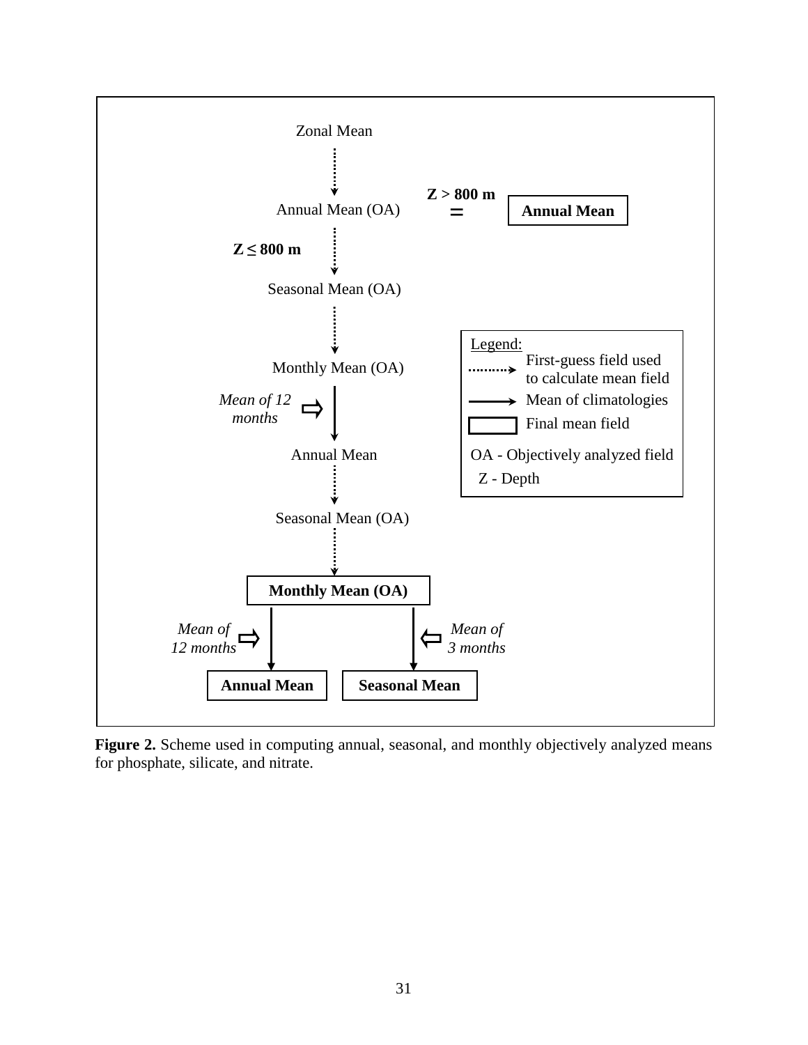Zonal Mean

Annual Mean (OA)

Z > 800 m

=

**Annual Mean**

Z ≤ 800 m

Seasonal Mean (OA)

Monthly Mean (OA)

*Mean of 12 months*

Annual Mean

Seasonal Mean (OA)

**Monthly Mean (OA)**

*Mean of 12 months*

*Mean of 3 months*

**Annual Mean**

**Seasonal Mean**

Legend:

First-guess field used to calculate mean field

Mean of climatologies

Final mean field

OA - Objectively analyzed field

Z - Depth

**Figure 2.** Scheme used in computing annual, seasonal, and monthly objectively analyzed means for phosphate, silicate, and nitrate.